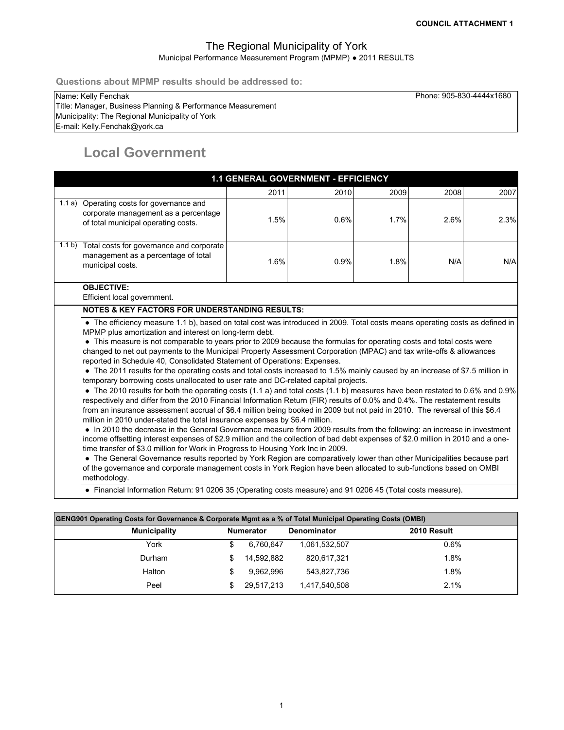COUNCIL ATTACHMENT 1

# The Regional Municipality of York

Municipal Performance Measurement Program (MPMP) ● 2011 RESULTS

**Questions about MPMP results should be addressed to:**

Name: Kelly Fenchak
Phone: 905-830-4444x1680
Title: Manager, Business Planning & Performance Measurement
Municipality: The Regional Municipality of York
E-mail: Kelly.Fenchak@york.ca

## Local Government

### 1.1 GENERAL GOVERNMENT - EFFICIENCY

| | | 2011 | 2010 | 2009 | 2008 | 2007 |
|---|---|---|---|---|---|---|
| 1.1 a) | Operating costs for governance and corporate management as a percentage of total municipal operating costs. | 1.5% | 0.6% | 1.7% | 2.6% | 2.3% |
| 1.1 b) | Total costs for governance and corporate management as a percentage of total municipal costs. | 1.6% | 0.9% | 1.8% | N/A | N/A |

**OBJECTIVE:**
Efficient local government.

**NOTES & KEY FACTORS FOR UNDERSTANDING RESULTS:**

- The efficiency measure 1.1 b), based on total cost was introduced in 2009. Total costs means operating costs as defined in MPMP plus amortization and interest on long-term debt.
- This measure is not comparable to years prior to 2009 because the formulas for operating costs and total costs were changed to net out payments to the Municipal Property Assessment Corporation (MPAC) and tax write-offs & allowances reported in Schedule 40, Consolidated Statement of Operations: Expenses.
- The 2011 results for the operating costs and total costs increased to 1.5% mainly caused by an increase of $7.5 million in temporary borrowing costs unallocated to user rate and DC-related capital projects.
- The 2010 results for both the operating costs (1.1 a) and total costs (1.1 b) measures have been restated to 0.6% and 0.9% respectively and differ from the 2010 Financial Information Return (FIR) results of 0.0% and 0.4%. The restatement results from an insurance assessment accrual of $6.4 million being booked in 2009 but not paid in 2010. The reversal of this $6.4 million in 2010 under-stated the total insurance expenses by $6.4 million.
- In 2010 the decrease in the General Governance measure from 2009 results from the following: an increase in investment income offsetting interest expenses of $2.9 million and the collection of bad debt expenses of $2.0 million in 2010 and a one-time transfer of $3.0 million for Work in Progress to Housing York Inc in 2009.
- The General Governance results reported by York Region are comparatively lower than other Municipalities because part of the governance and corporate management costs in York Region have been allocated to sub-functions based on OMBI methodology.
- Financial Information Return: 91 0206 35 (Operating costs measure) and 91 0206 45 (Total costs measure).

**GENG901 Operating Costs for Governance & Corporate Mgmt as a % of Total Municipal Operating Costs (OMBI)**

| Municipality | Numerator | Denominator | 2010 Result |
|---|---|---|---|
| York | $ 6,760,647 | 1,061,532,507 | 0.6% |
| Durham | $ 14,592,882 | 820,617,321 | 1.8% |
| Halton | $ 9,962,996 | 543,827,736 | 1.8% |
| Peel | $ 29,517,213 | 1,417,540,508 | 2.1% |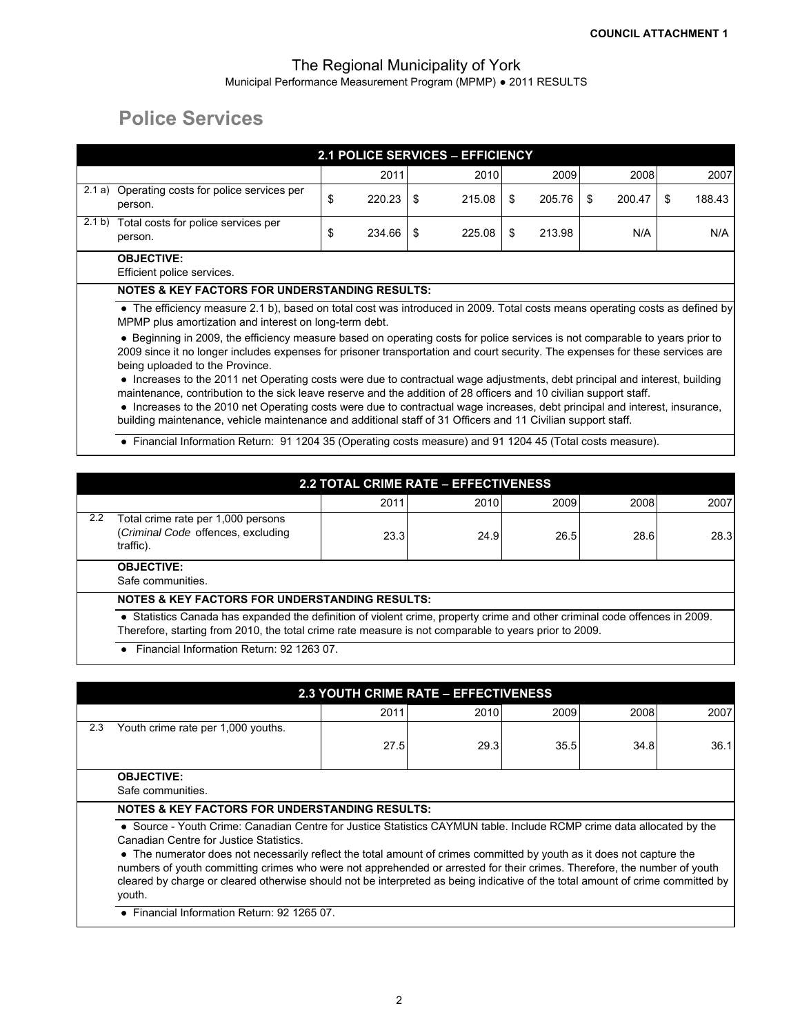**COUNCIL ATTACHMENT 1**

The Regional Municipality of York

Municipal Performance Measurement Program (MPMP) ● 2011 RESULTS

# Police Services

| 2.1 POLICE SERVICES – EFFICIENCY | | | | | | |
|---|---|---|---|---|---|---|
| | | 2011 | 2010 | 2009 | 2008 | 2007 |
| 2.1 a) | Operating costs for police services per person. | $ 220.23 | $ 215.08 | $ 205.76 | $ 200.47 | $ 188.43 |
| 2.1 b) | Total costs for police services per person. | $ 234.66 | $ 225.08 | $ 213.98 | N/A | N/A |

**OBJECTIVE:**
Efficient police services.

**NOTES & KEY FACTORS FOR UNDERSTANDING RESULTS:**

- The efficiency measure 2.1 b), based on total cost was introduced in 2009. Total costs means operating costs as defined by MPMP plus amortization and interest on long-term debt.
- Beginning in 2009, the efficiency measure based on operating costs for police services is not comparable to years prior to 2009 since it no longer includes expenses for prisoner transportation and court security. The expenses for these services are being uploaded to the Province.
- Increases to the 2011 net Operating costs were due to contractual wage adjustments, debt principal and interest, building maintenance, contribution to the sick leave reserve and the addition of 28 officers and 10 civilian support staff.
- Increases to the 2010 net Operating costs were due to contractual wage increases, debt principal and interest, insurance, building maintenance, vehicle maintenance and additional staff of 31 Officers and 11 Civilian support staff.
- Financial Information Return: 91 1204 35 (Operating costs measure) and 91 1204 45 (Total costs measure).

| 2.2 TOTAL CRIME RATE – EFFECTIVENESS | | | | | | |
|---|---|---|---|---|---|---|
| | | 2011 | 2010 | 2009 | 2008 | 2007 |
| 2.2 | Total crime rate per 1,000 persons (*Criminal Code* offences, excluding traffic). | 23.3 | 24.9 | 26.5 | 28.6 | 28.3 |

**OBJECTIVE:**
Safe communities.

**NOTES & KEY FACTORS FOR UNDERSTANDING RESULTS:**

- Statistics Canada has expanded the definition of violent crime, property crime and other criminal code offences in 2009. Therefore, starting from 2010, the total crime rate measure is not comparable to years prior to 2009.
- Financial Information Return: 92 1263 07.

| 2.3 YOUTH CRIME RATE – EFFECTIVENESS | | | | | | |
|---|---|---|---|---|---|---|
| | | 2011 | 2010 | 2009 | 2008 | 2007 |
| 2.3 | Youth crime rate per 1,000 youths. | 27.5 | 29.3 | 35.5 | 34.8 | 36.1 |

**OBJECTIVE:**
Safe communities.

**NOTES & KEY FACTORS FOR UNDERSTANDING RESULTS:**

- Source - Youth Crime: Canadian Centre for Justice Statistics CAYMUN table. Include RCMP crime data allocated by the Canadian Centre for Justice Statistics.
- The numerator does not necessarily reflect the total amount of crimes committed by youth as it does not capture the numbers of youth committing crimes who were not apprehended or arrested for their crimes. Therefore, the number of youth cleared by charge or cleared otherwise should not be interpreted as being indicative of the total amount of crime committed by youth.
- Financial Information Return: 92 1265 07.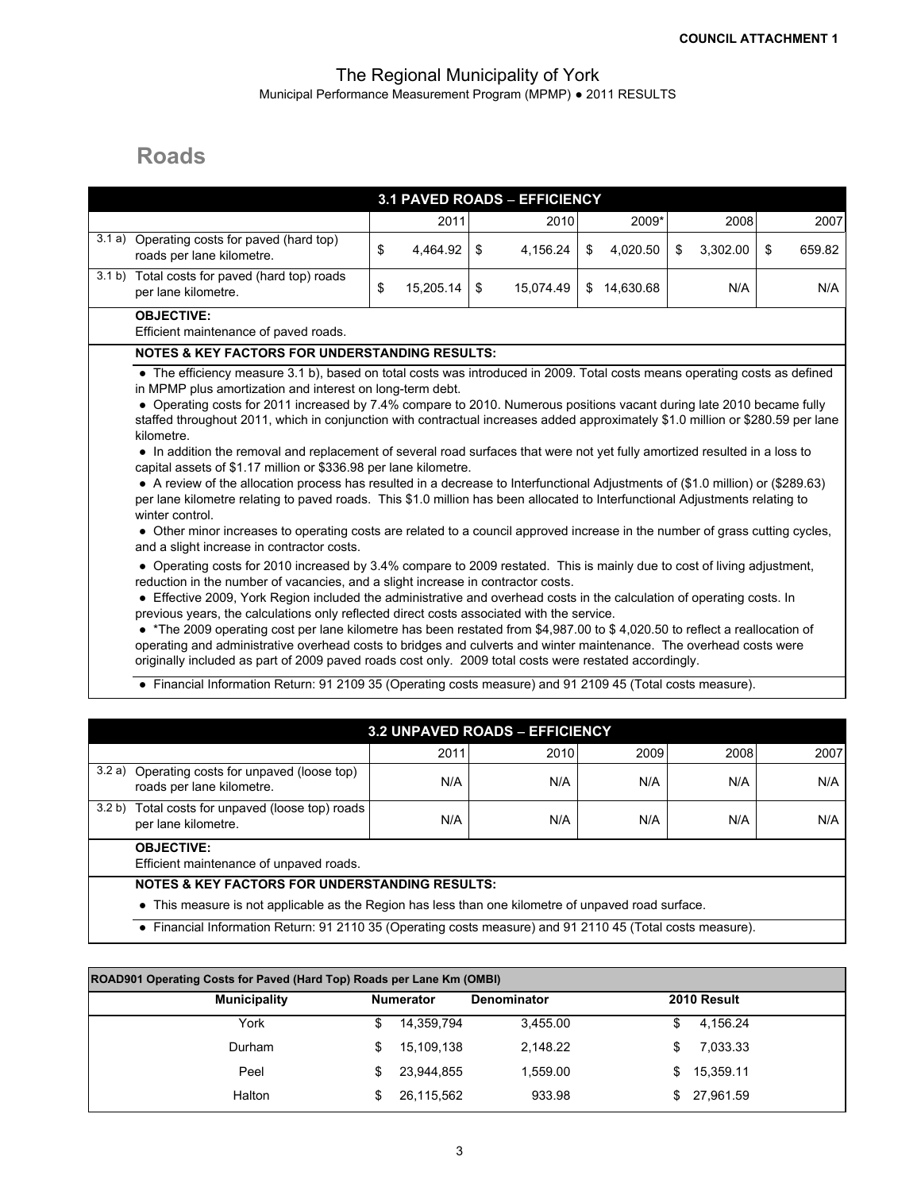**COUNCIL ATTACHMENT 1**

The Regional Municipality of York

Municipal Performance Measurement Program (MPMP) ● 2011 RESULTS

# Roads

| **3.1 PAVED ROADS – EFFICIENCY** | | | | | | |
|---|---|---|---|---|---|---|
| | | 2011 | 2010 | 2009* | 2008 | 2007 |
| 3.1 a) | Operating costs for paved (hard top) roads per lane kilometre. | $ 4,464.92 | $ 4,156.24 | $ 4,020.50 | $ 3,302.00 | $ 659.82 |
| 3.1 b) | Total costs for paved (hard top) roads per lane kilometre. | $ 15,205.14 | $ 15,074.49 | $ 14,630.68 | N/A | N/A |

**OBJECTIVE:**

Efficient maintenance of paved roads.

**NOTES & KEY FACTORS FOR UNDERSTANDING RESULTS:**

- The efficiency measure 3.1 b), based on total costs was introduced in 2009. Total costs means operating costs as defined in MPMP plus amortization and interest on long-term debt.
- Operating costs for 2011 increased by 7.4% compare to 2010. Numerous positions vacant during late 2010 became fully staffed throughout 2011, which in conjunction with contractual increases added approximately $1.0 million or $280.59 per lane kilometre.
- In addition the removal and replacement of several road surfaces that were not yet fully amortized resulted in a loss to capital assets of $1.17 million or $336.98 per lane kilometre.
- A review of the allocation process has resulted in a decrease to Interfunctional Adjustments of ($1.0 million) or ($289.63) per lane kilometre relating to paved roads. This $1.0 million has been allocated to Interfunctional Adjustments relating to winter control.
- Other minor increases to operating costs are related to a council approved increase in the number of grass cutting cycles, and a slight increase in contractor costs.
- Operating costs for 2010 increased by 3.4% compare to 2009 restated. This is mainly due to cost of living adjustment, reduction in the number of vacancies, and a slight increase in contractor costs.
- Effective 2009, York Region included the administrative and overhead costs in the calculation of operating costs. In previous years, the calculations only reflected direct costs associated with the service.
- *The 2009 operating cost per lane kilometre has been restated from $4,987.00 to $ 4,020.50 to reflect a reallocation of operating and administrative overhead costs to bridges and culverts and winter maintenance. The overhead costs were originally included as part of 2009 paved roads cost only. 2009 total costs were restated accordingly.
- Financial Information Return: 91 2109 35 (Operating costs measure) and 91 2109 45 (Total costs measure).

| **3.2 UNPAVED ROADS – EFFICIENCY** | | | | | | |
|---|---|---|---|---|---|---|
| | | 2011 | 2010 | 2009 | 2008 | 2007 |
| 3.2 a) | Operating costs for unpaved (loose top) roads per lane kilometre. | N/A | N/A | N/A | N/A | N/A |
| 3.2 b) | Total costs for unpaved (loose top) roads per lane kilometre. | N/A | N/A | N/A | N/A | N/A |

**OBJECTIVE:**

Efficient maintenance of unpaved roads.

**NOTES & KEY FACTORS FOR UNDERSTANDING RESULTS:**

- This measure is not applicable as the Region has less than one kilometre of unpaved road surface.
- Financial Information Return: 91 2110 35 (Operating costs measure) and 91 2110 45 (Total costs measure).

**ROAD901 Operating Costs for Paved (Hard Top) Roads per Lane Km (OMBI)**

| Municipality | Numerator | Denominator | 2010 Result |
|---|---|---|---|
| York | $ 14,359,794 | 3,455.00 | $ 4,156.24 |
| Durham | $ 15,109,138 | 2,148.22 | $ 7,033.33 |
| Peel | $ 23,944,855 | 1,559.00 | $ 15,359.11 |
| Halton | $ 26,115,562 | 933.98 | $ 27,961.59 |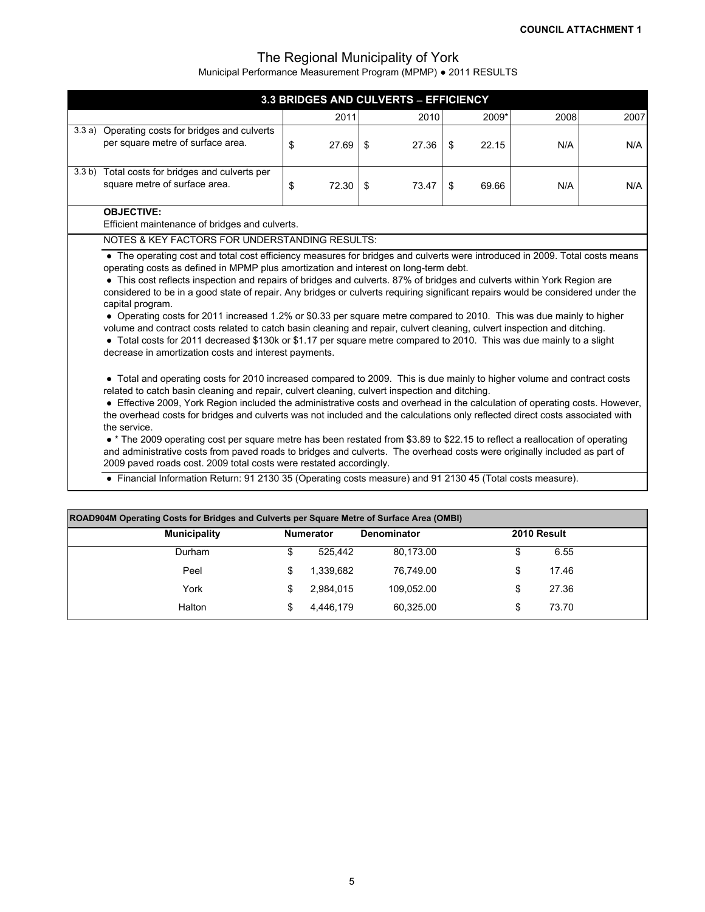**COUNCIL ATTACHMENT 1**

# The Regional Municipality of York

Municipal Performance Measurement Program (MPMP) ● 2011 RESULTS

## 3.3 BRIDGES AND CULVERTS – EFFICIENCY

| | | 2011 | 2010 | 2009* | 2008 | 2007 |
|---|---|---|---|---|---|---|
| 3.3 a) | Operating costs for bridges and culverts per square metre of surface area. | $ 27.69 | $ 27.36 | $ 22.15 | N/A | N/A |
| 3.3 b) | Total costs for bridges and culverts per square metre of surface area. | $ 72.30 | $ 73.47 | $ 69.66 | N/A | N/A |

**OBJECTIVE:**

Efficient maintenance of bridges and culverts.

NOTES & KEY FACTORS FOR UNDERSTANDING RESULTS:

- The operating cost and total cost efficiency measures for bridges and culverts were introduced in 2009. Total costs means operating costs as defined in MPMP plus amortization and interest on long-term debt.
- This cost reflects inspection and repairs of bridges and culverts. 87% of bridges and culverts within York Region are considered to be in a good state of repair. Any bridges or culverts requiring significant repairs would be considered under the capital program.
- Operating costs for 2011 increased 1.2% or $0.33 per square metre compared to 2010. This was due mainly to higher volume and contract costs related to catch basin cleaning and repair, culvert cleaning, culvert inspection and ditching.
- Total costs for 2011 decreased $130k or $1.17 per square metre compared to 2010. This was due mainly to a slight decrease in amortization costs and interest payments.

- Total and operating costs for 2010 increased compared to 2009. This is due mainly to higher volume and contract costs related to catch basin cleaning and repair, culvert cleaning, culvert inspection and ditching.
- Effective 2009, York Region included the administrative costs and overhead in the calculation of operating costs. However, the overhead costs for bridges and culverts was not included and the calculations only reflected direct costs associated with the service.
- * The 2009 operating cost per square metre has been restated from $3.89 to $22.15 to reflect a reallocation of operating and administrative costs from paved roads to bridges and culverts. The overhead costs were originally included as part of 2009 paved roads cost. 2009 total costs were restated accordingly.
- Financial Information Return: 91 2130 35 (Operating costs measure) and 91 2130 45 (Total costs measure).

**ROAD904M Operating Costs for Bridges and Culverts per Square Metre of Surface Area (OMBI)**

| Municipality | Numerator | Denominator | 2010 Result |
|---|---|---|---|
| Durham | $ 525,442 | 80,173.00 | $ 6.55 |
| Peel | $ 1,339,682 | 76,749.00 | $ 17.46 |
| York | $ 2,984,015 | 109,052.00 | $ 27.36 |
| Halton | $ 4,446,179 | 60,325.00 | $ 73.70 |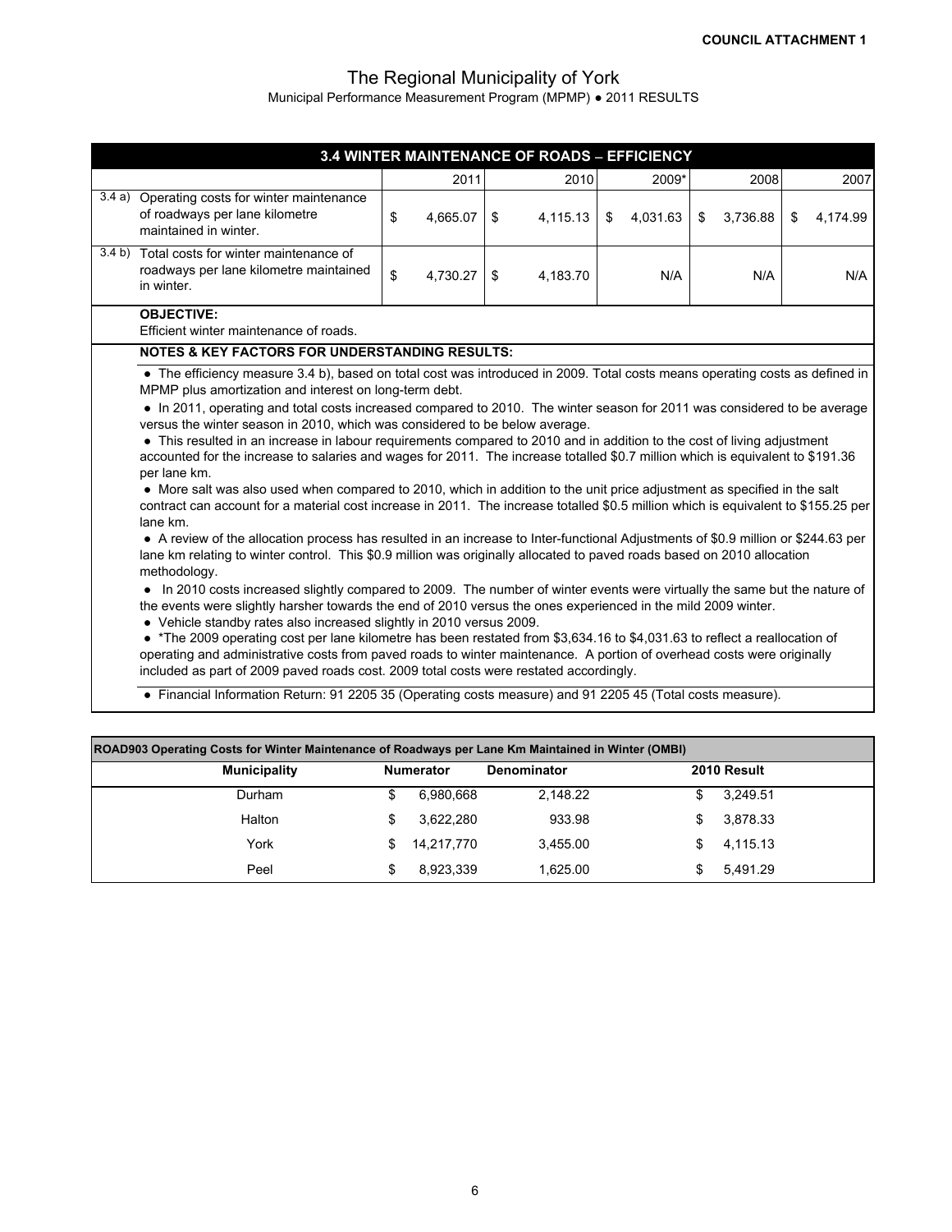**COUNCIL ATTACHMENT 1**

# The Regional Municipality of York

Municipal Performance Measurement Program (MPMP) ● 2011 RESULTS

## 3.4 WINTER MAINTENANCE OF ROADS – EFFICIENCY

| | | 2011 | 2010 | 2009* | 2008 | 2007 |
|---|---|---|---|---|---|---|
| 3.4 a) | Operating costs for winter maintenance of roadways per lane kilometre maintained in winter. | $ 4,665.07 | $ 4,115.13 | $ 4,031.63 | $ 3,736.88 | $ 4,174.99 |
| 3.4 b) | Total costs for winter maintenance of roadways per lane kilometre maintained in winter. | $ 4,730.27 | $ 4,183.70 | N/A | N/A | N/A |

**OBJECTIVE:**

Efficient winter maintenance of roads.

**NOTES & KEY FACTORS FOR UNDERSTANDING RESULTS:**

- The efficiency measure 3.4 b), based on total cost was introduced in 2009. Total costs means operating costs as defined in MPMP plus amortization and interest on long-term debt.
- In 2011, operating and total costs increased compared to 2010. The winter season for 2011 was considered to be average versus the winter season in 2010, which was considered to be below average.
- This resulted in an increase in labour requirements compared to 2010 and in addition to the cost of living adjustment accounted for the increase to salaries and wages for 2011. The increase totalled $0.7 million which is equivalent to $191.36 per lane km.
- More salt was also used when compared to 2010, which in addition to the unit price adjustment as specified in the salt contract can account for a material cost increase in 2011. The increase totalled $0.5 million which is equivalent to $155.25 per lane km.
- A review of the allocation process has resulted in an increase to Inter-functional Adjustments of $0.9 million or $244.63 per lane km relating to winter control. This $0.9 million was originally allocated to paved roads based on 2010 allocation methodology.
- In 2010 costs increased slightly compared to 2009. The number of winter events were virtually the same but the nature of the events were slightly harsher towards the end of 2010 versus the ones experienced in the mild 2009 winter.
- Vehicle standby rates also increased slightly in 2010 versus 2009.
- *The 2009 operating cost per lane kilometre has been restated from $3,634.16 to $4,031.63 to reflect a reallocation of operating and administrative costs from paved roads to winter maintenance. A portion of overhead costs were originally included as part of 2009 paved roads cost. 2009 total costs were restated accordingly.
- Financial Information Return: 91 2205 35 (Operating costs measure) and 91 2205 45 (Total costs measure).

**ROAD903 Operating Costs for Winter Maintenance of Roadways per Lane Km Maintained in Winter (OMBI)**

| Municipality | Numerator | Denominator | 2010 Result |
|---|---|---|---|
| Durham | $ 6,980,668 | 2,148.22 | $ 3,249.51 |
| Halton | $ 3,622,280 | 933.98 | $ 3,878.33 |
| York | $ 14,217,770 | 3,455.00 | $ 4,115.13 |
| Peel | $ 8,923,339 | 1,625.00 | $ 5,491.29 |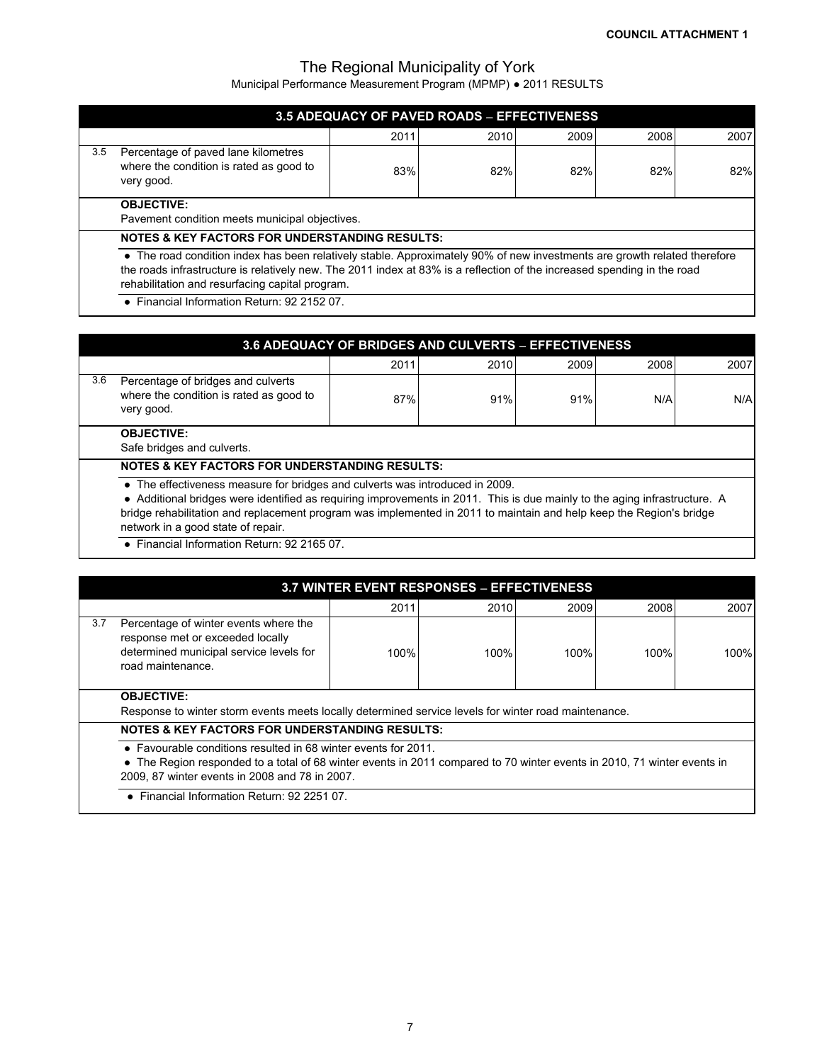**COUNCIL ATTACHMENT 1**

# The Regional Municipality of York

Municipal Performance Measurement Program (MPMP) ● 2011 RESULTS

## 3.5 ADEQUACY OF PAVED ROADS – EFFECTIVENESS

| | | 2011 | 2010 | 2009 | 2008 | 2007 |
|---|---|---|---|---|---|---|
| 3.5 | Percentage of paved lane kilometres where the condition is rated as good to very good. | 83% | 82% | 82% | 82% | 82% |

**OBJECTIVE:**
Pavement condition meets municipal objectives.

**NOTES & KEY FACTORS FOR UNDERSTANDING RESULTS:**

- The road condition index has been relatively stable. Approximately 90% of new investments are growth related therefore the roads infrastructure is relatively new. The 2011 index at 83% is a reflection of the increased spending in the road rehabilitation and resurfacing capital program.
- Financial Information Return: 92 2152 07.

## 3.6 ADEQUACY OF BRIDGES AND CULVERTS – EFFECTIVENESS

| | | 2011 | 2010 | 2009 | 2008 | 2007 |
|---|---|---|---|---|---|---|
| 3.6 | Percentage of bridges and culverts where the condition is rated as good to very good. | 87% | 91% | 91% | N/A | N/A |

**OBJECTIVE:**
Safe bridges and culverts.

**NOTES & KEY FACTORS FOR UNDERSTANDING RESULTS:**

- The effectiveness measure for bridges and culverts was introduced in 2009.
- Additional bridges were identified as requiring improvements in 2011. This is due mainly to the aging infrastructure. A bridge rehabilitation and replacement program was implemented in 2011 to maintain and help keep the Region's bridge network in a good state of repair.
- Financial Information Return: 92 2165 07.

## 3.7 WINTER EVENT RESPONSES – EFFECTIVENESS

| | | 2011 | 2010 | 2009 | 2008 | 2007 |
|---|---|---|---|---|---|---|
| 3.7 | Percentage of winter events where the response met or exceeded locally determined municipal service levels for road maintenance. | 100% | 100% | 100% | 100% | 100% |

**OBJECTIVE:**
Response to winter storm events meets locally determined service levels for winter road maintenance.

**NOTES & KEY FACTORS FOR UNDERSTANDING RESULTS:**

- Favourable conditions resulted in 68 winter events for 2011.
- The Region responded to a total of 68 winter events in 2011 compared to 70 winter events in 2010, 71 winter events in 2009, 87 winter events in 2008 and 78 in 2007.
- Financial Information Return: 92 2251 07.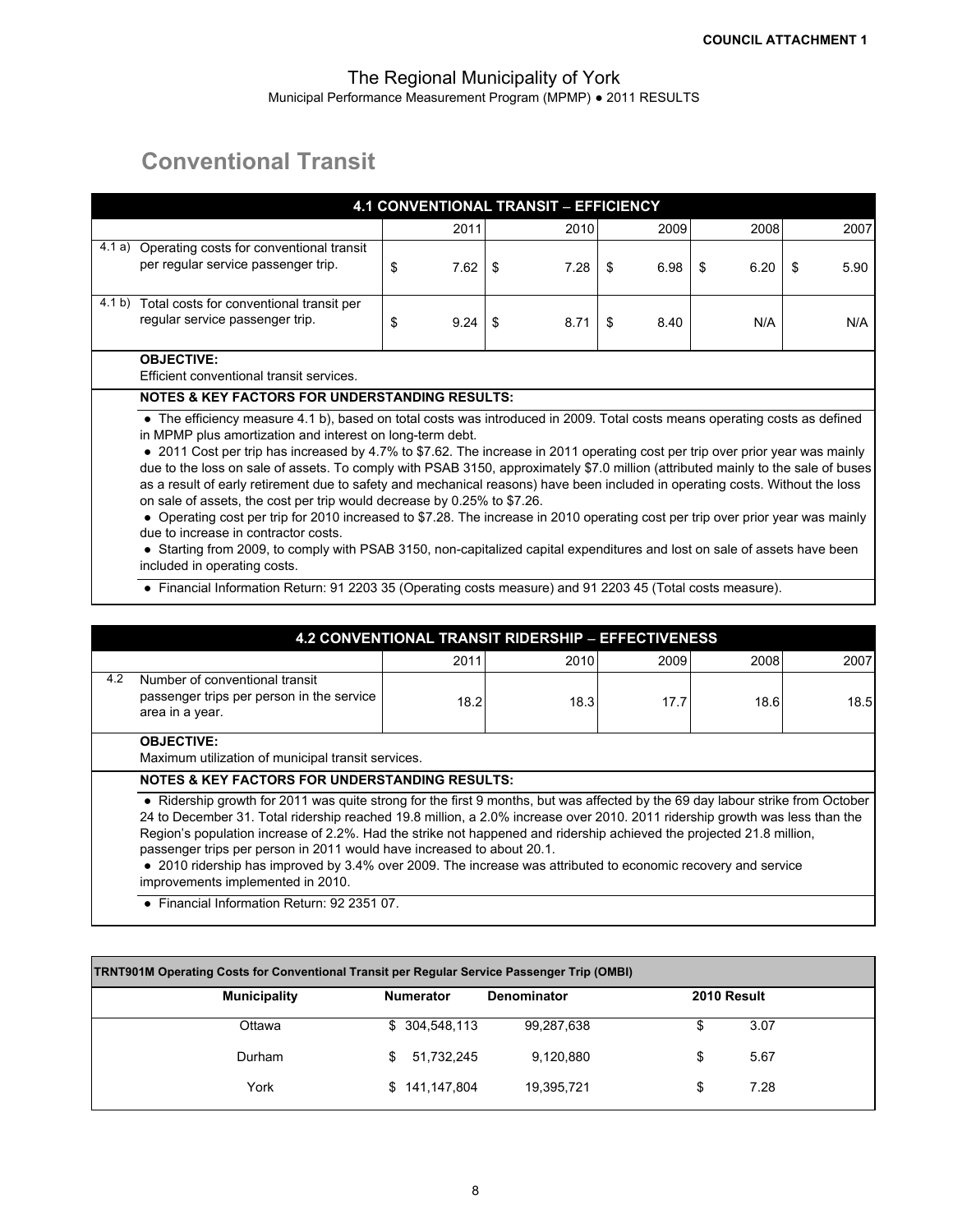**COUNCIL ATTACHMENT 1**

The Regional Municipality of York

Municipal Performance Measurement Program (MPMP) ● 2011 RESULTS

# Conventional Transit

| 4.1 CONVENTIONAL TRANSIT – EFFICIENCY | | 2011 | 2010 | 2009 | 2008 | 2007 |
|---|---|---|---|---|---|---|
| 4.1 a) | Operating costs for conventional transit per regular service passenger trip. | $ 7.62 | $ 7.28 | $ 6.98 | $ 6.20 | $ 5.90 |
| 4.1 b) | Total costs for conventional transit per regular service passenger trip. | $ 9.24 | $ 8.71 | $ 8.40 | N/A | N/A |

**OBJECTIVE:**

Efficient conventional transit services.

**NOTES & KEY FACTORS FOR UNDERSTANDING RESULTS:**

- The efficiency measure 4.1 b), based on total costs was introduced in 2009. Total costs means operating costs as defined in MPMP plus amortization and interest on long-term debt.
- 2011 Cost per trip has increased by 4.7% to $7.62. The increase in 2011 operating cost per trip over prior year was mainly due to the loss on sale of assets. To comply with PSAB 3150, approximately $7.0 million (attributed mainly to the sale of buses as a result of early retirement due to safety and mechanical reasons) have been included in operating costs. Without the loss on sale of assets, the cost per trip would decrease by 0.25% to $7.26.
- Operating cost per trip for 2010 increased to $7.28. The increase in 2010 operating cost per trip over prior year was mainly due to increase in contractor costs.
- Starting from 2009, to comply with PSAB 3150, non-capitalized capital expenditures and lost on sale of assets have been included in operating costs.
- Financial Information Return: 91 2203 35 (Operating costs measure) and 91 2203 45 (Total costs measure).

| 4.2 CONVENTIONAL TRANSIT RIDERSHIP – EFFECTIVENESS | | 2011 | 2010 | 2009 | 2008 | 2007 |
|---|---|---|---|---|---|---|
| 4.2 | Number of conventional transit passenger trips per person in the service area in a year. | 18.2 | 18.3 | 17.7 | 18.6 | 18.5 |

**OBJECTIVE:**

Maximum utilization of municipal transit services.

**NOTES & KEY FACTORS FOR UNDERSTANDING RESULTS:**

- Ridership growth for 2011 was quite strong for the first 9 months, but was affected by the 69 day labour strike from October 24 to December 31. Total ridership reached 19.8 million, a 2.0% increase over 2010. 2011 ridership growth was less than the Region's population increase of 2.2%. Had the strike not happened and ridership achieved the projected 21.8 million, passenger trips per person in 2011 would have increased to about 20.1.
- 2010 ridership has improved by 3.4% over 2009. The increase was attributed to economic recovery and service improvements implemented in 2010.
- Financial Information Return: 92 2351 07.

**TRNT901M Operating Costs for Conventional Transit per Regular Service Passenger Trip (OMBI)**

| Municipality | Numerator | Denominator | 2010 Result |
|---|---|---|---|
| Ottawa | $ 304,548,113 | 99,287,638 | $ 3.07 |
| Durham | $ 51,732,245 | 9,120,880 | $ 5.67 |
| York | $ 141,147,804 | 19,395,721 | $ 7.28 |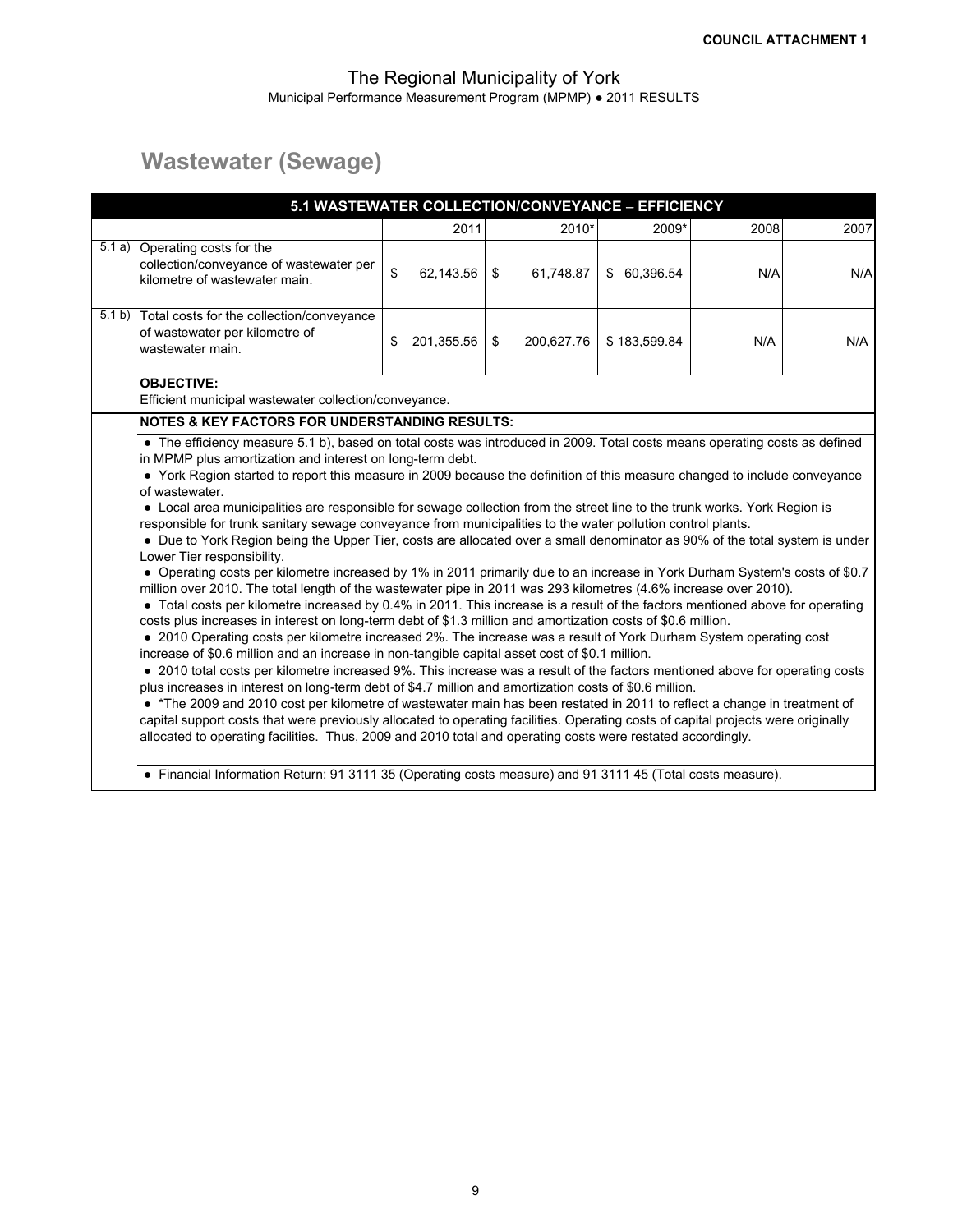COUNCIL ATTACHMENT 1

The Regional Municipality of York

Municipal Performance Measurement Program (MPMP) ● 2011 RESULTS

# Wastewater (Sewage)

| 5.1 WASTEWATER COLLECTION/CONVEYANCE – EFFICIENCY | | | | | | |
|---|---|---|---|---|---|---|
| | | 2011 | 2010* | 2009* | 2008 | 2007 |
| 5.1 a) | Operating costs for the collection/conveyance of wastewater per kilometre of wastewater main. | $ 62,143.56 | $ 61,748.87 | $ 60,396.54 | N/A | N/A |
| 5.1 b) | Total costs for the collection/conveyance of wastewater per kilometre of wastewater main. | $ 201,355.56 | $ 200,627.76 | $ 183,599.84 | N/A | N/A |

**OBJECTIVE:**

Efficient municipal wastewater collection/conveyance.

**NOTES & KEY FACTORS FOR UNDERSTANDING RESULTS:**

- The efficiency measure 5.1 b), based on total costs was introduced in 2009. Total costs means operating costs as defined in MPMP plus amortization and interest on long-term debt.
- York Region started to report this measure in 2009 because the definition of this measure changed to include conveyance of wastewater.
- Local area municipalities are responsible for sewage collection from the street line to the trunk works. York Region is responsible for trunk sanitary sewage conveyance from municipalities to the water pollution control plants.
- Due to York Region being the Upper Tier, costs are allocated over a small denominator as 90% of the total system is under Lower Tier responsibility.
- Operating costs per kilometre increased by 1% in 2011 primarily due to an increase in York Durham System's costs of $0.7 million over 2010. The total length of the wastewater pipe in 2011 was 293 kilometres (4.6% increase over 2010).
- Total costs per kilometre increased by 0.4% in 2011. This increase is a result of the factors mentioned above for operating costs plus increases in interest on long-term debt of $1.3 million and amortization costs of $0.6 million.
- 2010 Operating costs per kilometre increased 2%. The increase was a result of York Durham System operating cost increase of $0.6 million and an increase in non-tangible capital asset cost of $0.1 million.
- 2010 total costs per kilometre increased 9%. This increase was a result of the factors mentioned above for operating costs plus increases in interest on long-term debt of $4.7 million and amortization costs of $0.6 million.
- *The 2009 and 2010 cost per kilometre of wastewater main has been restated in 2011 to reflect a change in treatment of capital support costs that were previously allocated to operating facilities. Operating costs of capital projects were originally allocated to operating facilities. Thus, 2009 and 2010 total and operating costs were restated accordingly.

- Financial Information Return: 91 3111 35 (Operating costs measure) and 91 3111 45 (Total costs measure).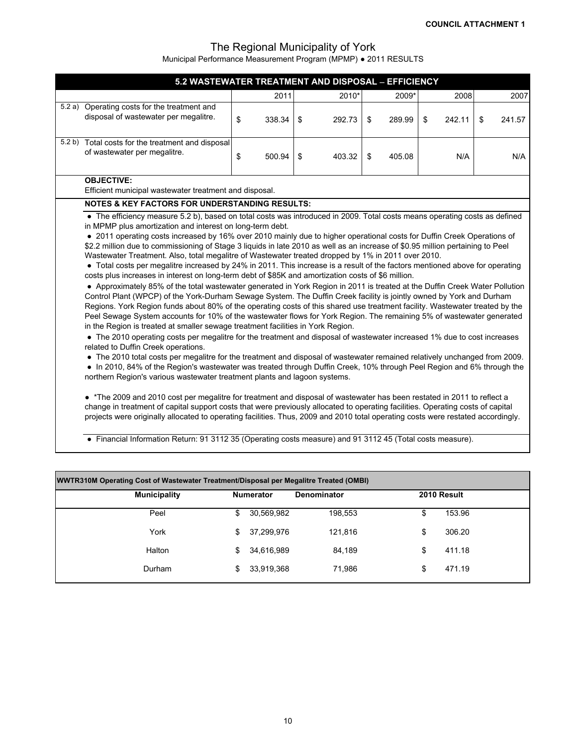**COUNCIL ATTACHMENT 1**

# The Regional Municipality of York

Municipal Performance Measurement Program (MPMP) ● 2011 RESULTS

## 5.2 WASTEWATER TREATMENT AND DISPOSAL – EFFICIENCY

| | | 2011 | 2010* | 2009* | 2008 | 2007 |
|---|---|---|---|---|---|---|
| 5.2 a) | Operating costs for the treatment and disposal of wastewater per megalitre. | $ 338.34 | $ 292.73 | $ 289.99 | $ 242.11 | $ 241.57 |
| 5.2 b) | Total costs for the treatment and disposal of wastewater per megalitre. | $ 500.94 | $ 403.32 | $ 405.08 | N/A | N/A |

**OBJECTIVE:**

Efficient municipal wastewater treatment and disposal.

**NOTES & KEY FACTORS FOR UNDERSTANDING RESULTS:**

- The efficiency measure 5.2 b), based on total costs was introduced in 2009. Total costs means operating costs as defined in MPMP plus amortization and interest on long-term debt.
- 2011 operating costs increased by 16% over 2010 mainly due to higher operational costs for Duffin Creek Operations of $2.2 million due to commissioning of Stage 3 liquids in late 2010 as well as an increase of $0.95 million pertaining to Peel Wastewater Treatment. Also, total megalitre of Wastewater treated dropped by 1% in 2011 over 2010.
- Total costs per megalitre increased by 24% in 2011. This increase is a result of the factors mentioned above for operating costs plus increases in interest on long-term debt of $85K and amortization costs of $6 million.
- Approximately 85% of the total wastewater generated in York Region in 2011 is treated at the Duffin Creek Water Pollution Control Plant (WPCP) of the York-Durham Sewage System. The Duffin Creek facility is jointly owned by York and Durham Regions. York Region funds about 80% of the operating costs of this shared use treatment facility. Wastewater treated by the Peel Sewage System accounts for 10% of the wastewater flows for York Region. The remaining 5% of wastewater generated in the Region is treated at smaller sewage treatment facilities in York Region.
- The 2010 operating costs per megalitre for the treatment and disposal of wastewater increased 1% due to cost increases related to Duffin Creek operations.
- The 2010 total costs per megalitre for the treatment and disposal of wastewater remained relatively unchanged from 2009.
- In 2010, 84% of the Region's wastewater was treated through Duffin Creek, 10% through Peel Region and 6% through the northern Region's various wastewater treatment plants and lagoon systems.

- *The 2009 and 2010 cost per megalitre for treatment and disposal of wastewater has been restated in 2011 to reflect a change in treatment of capital support costs that were previously allocated to operating facilities. Operating costs of capital projects were originally allocated to operating facilities. Thus, 2009 and 2010 total operating costs were restated accordingly.

- Financial Information Return: 91 3112 35 (Operating costs measure) and 91 3112 45 (Total costs measure).

**WWTR310M Operating Cost of Wastewater Treatment/Disposal per Megalitre Treated (OMBI)**

| Municipality | Numerator | Denominator | 2010 Result |
|---|---|---|---|
| Peel | $ 30,569,982 | 198,553 | $ 153.96 |
| York | $ 37,299,976 | 121,816 | $ 306.20 |
| Halton | $ 34,616,989 | 84,189 | $ 411.18 |
| Durham | $ 33,919,368 | 71,986 | $ 471.19 |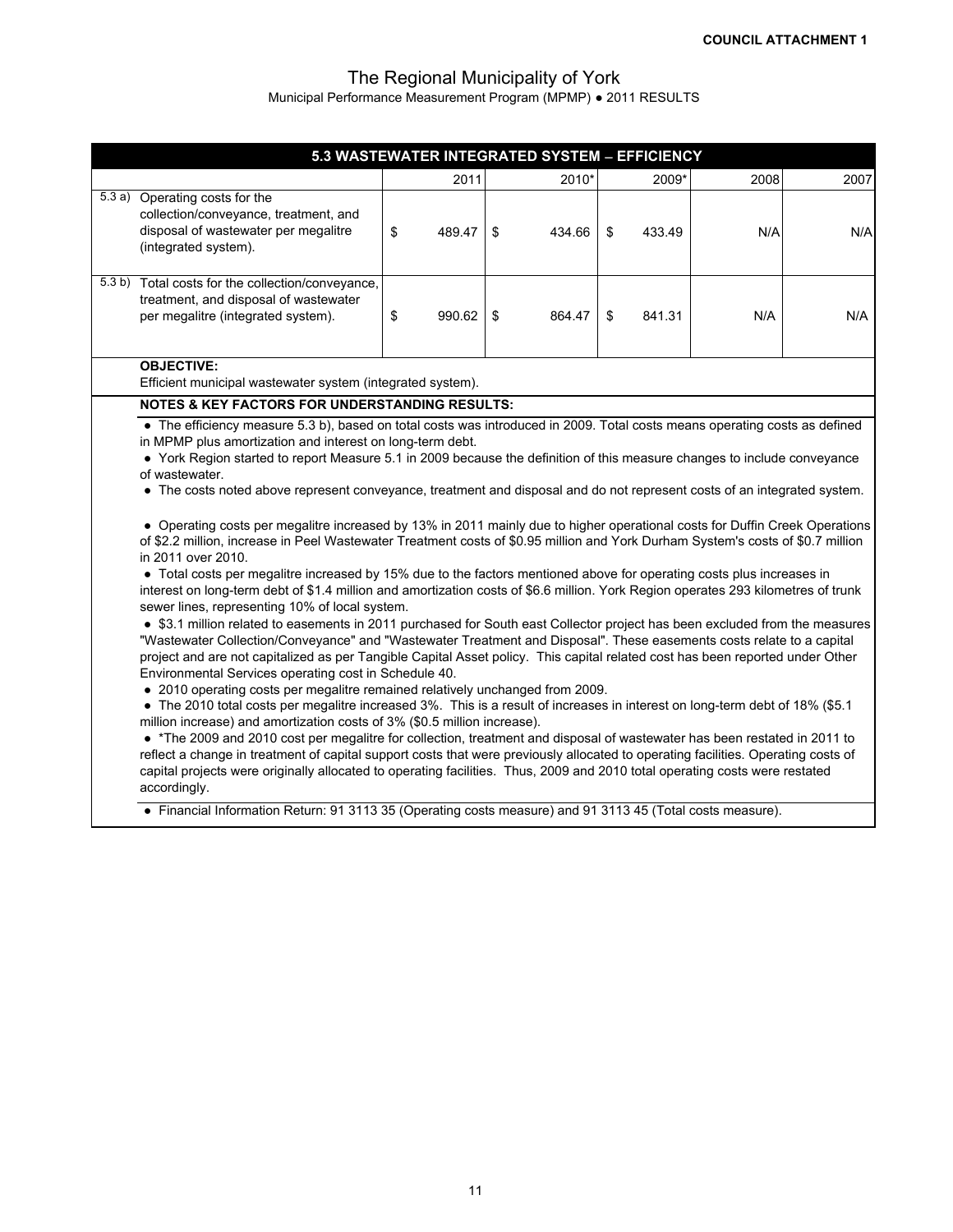**COUNCIL ATTACHMENT 1**

# The Regional Municipality of York

Municipal Performance Measurement Program (MPMP) ● 2011 RESULTS

## 5.3 WASTEWATER INTEGRATED SYSTEM – EFFICIENCY

| | | 2011 | 2010* | 2009* | 2008 | 2007 |
|---|---|---|---|---|---|---|
| 5.3 a) | Operating costs for the collection/conveyance, treatment, and disposal of wastewater per megalitre (integrated system). | $ 489.47 | $ 434.66 | $ 433.49 | N/A | N/A |
| 5.3 b) | Total costs for the collection/conveyance, treatment, and disposal of wastewater per megalitre (integrated system). | $ 990.62 | $ 864.47 | $ 841.31 | N/A | N/A |

**OBJECTIVE:**

Efficient municipal wastewater system (integrated system).

**NOTES & KEY FACTORS FOR UNDERSTANDING RESULTS:**

● The efficiency measure 5.3 b), based on total costs was introduced in 2009. Total costs means operating costs as defined in MPMP plus amortization and interest on long-term debt.

● York Region started to report Measure 5.1 in 2009 because the definition of this measure changes to include conveyance of wastewater.

● The costs noted above represent conveyance, treatment and disposal and do not represent costs of an integrated system.

● Operating costs per megalitre increased by 13% in 2011 mainly due to higher operational costs for Duffin Creek Operations of $2.2 million, increase in Peel Wastewater Treatment costs of $0.95 million and York Durham System's costs of $0.7 million in 2011 over 2010.

● Total costs per megalitre increased by 15% due to the factors mentioned above for operating costs plus increases in interest on long-term debt of $1.4 million and amortization costs of $6.6 million. York Region operates 293 kilometres of trunk sewer lines, representing 10% of local system.

● $3.1 million related to easements in 2011 purchased for South east Collector project has been excluded from the measures "Wastewater Collection/Conveyance" and "Wastewater Treatment and Disposal". These easements costs relate to a capital project and are not capitalized as per Tangible Capital Asset policy. This capital related cost has been reported under Other Environmental Services operating cost in Schedule 40.

● 2010 operating costs per megalitre remained relatively unchanged from 2009.

● The 2010 total costs per megalitre increased 3%. This is a result of increases in interest on long-term debt of 18% ($5.1 million increase) and amortization costs of 3% ($0.5 million increase).

● *The 2009 and 2010 cost per megalitre for collection, treatment and disposal of wastewater has been restated in 2011 to reflect a change in treatment of capital support costs that were previously allocated to operating facilities. Operating costs of capital projects were originally allocated to operating facilities. Thus, 2009 and 2010 total operating costs were restated accordingly.

● Financial Information Return: 91 3113 35 (Operating costs measure) and 91 3113 45 (Total costs measure).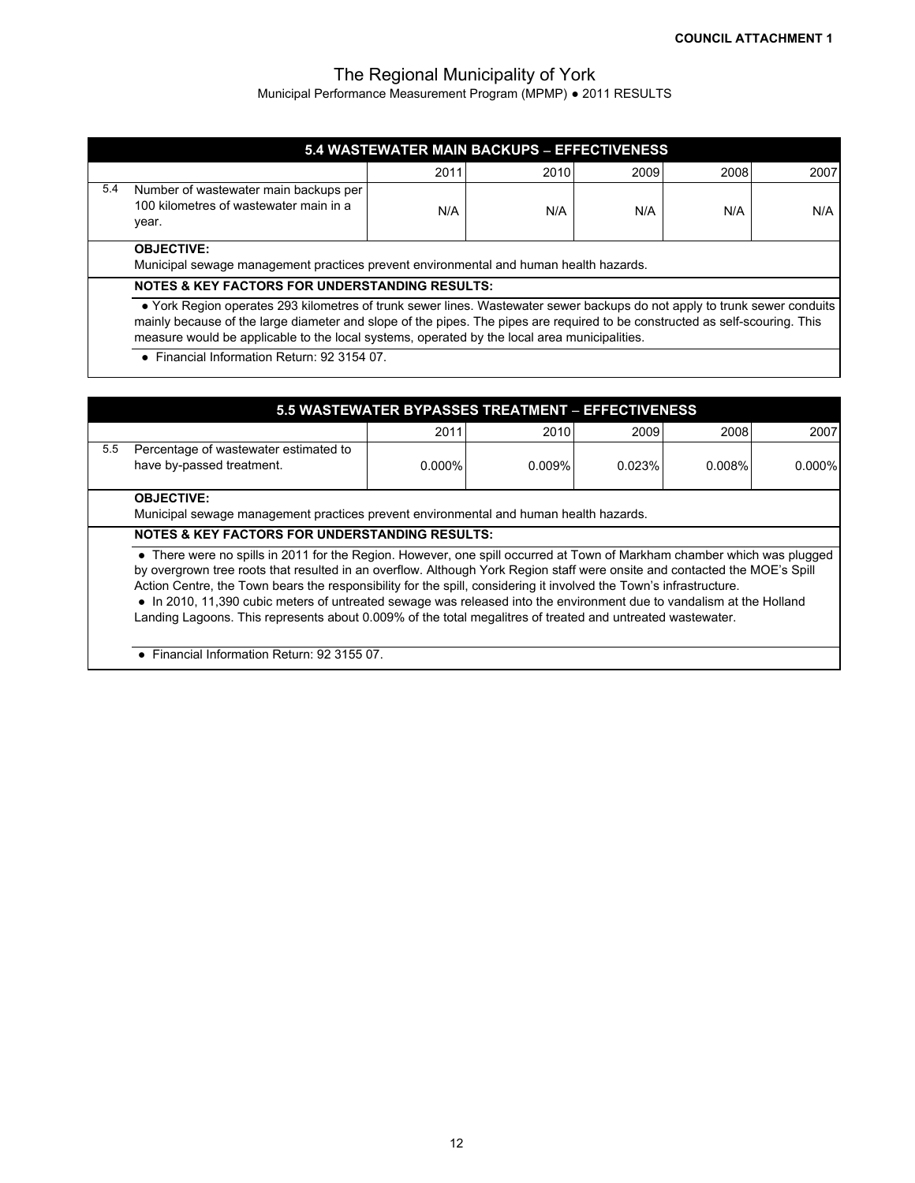COUNCIL ATTACHMENT 1

# The Regional Municipality of York

Municipal Performance Measurement Program (MPMP) ● 2011 RESULTS

## 5.4 WASTEWATER MAIN BACKUPS – EFFECTIVENESS

| | | 2011 | 2010 | 2009 | 2008 | 2007 |
|---|---|---|---|---|---|---|
| 5.4 | Number of wastewater main backups per 100 kilometres of wastewater main in a year. | N/A | N/A | N/A | N/A | N/A |

**OBJECTIVE:**

Municipal sewage management practices prevent environmental and human health hazards.

**NOTES & KEY FACTORS FOR UNDERSTANDING RESULTS:**

- York Region operates 293 kilometres of trunk sewer lines. Wastewater sewer backups do not apply to trunk sewer conduits mainly because of the large diameter and slope of the pipes. The pipes are required to be constructed as self-scouring. This measure would be applicable to the local systems, operated by the local area municipalities.

- Financial Information Return: 92 3154 07.

## 5.5 WASTEWATER BYPASSES TREATMENT – EFFECTIVENESS

| | | 2011 | 2010 | 2009 | 2008 | 2007 |
|---|---|---|---|---|---|---|
| 5.5 | Percentage of wastewater estimated to have by-passed treatment. | 0.000% | 0.009% | 0.023% | 0.008% | 0.000% |

**OBJECTIVE:**

Municipal sewage management practices prevent environmental and human health hazards.

**NOTES & KEY FACTORS FOR UNDERSTANDING RESULTS:**

- There were no spills in 2011 for the Region. However, one spill occurred at Town of Markham chamber which was plugged by overgrown tree roots that resulted in an overflow. Although York Region staff were onsite and contacted the MOE's Spill Action Centre, the Town bears the responsibility for the spill, considering it involved the Town's infrastructure.
- In 2010, 11,390 cubic meters of untreated sewage was released into the environment due to vandalism at the Holland Landing Lagoons. This represents about 0.009% of the total megalitres of treated and untreated wastewater.

- Financial Information Return: 92 3155 07.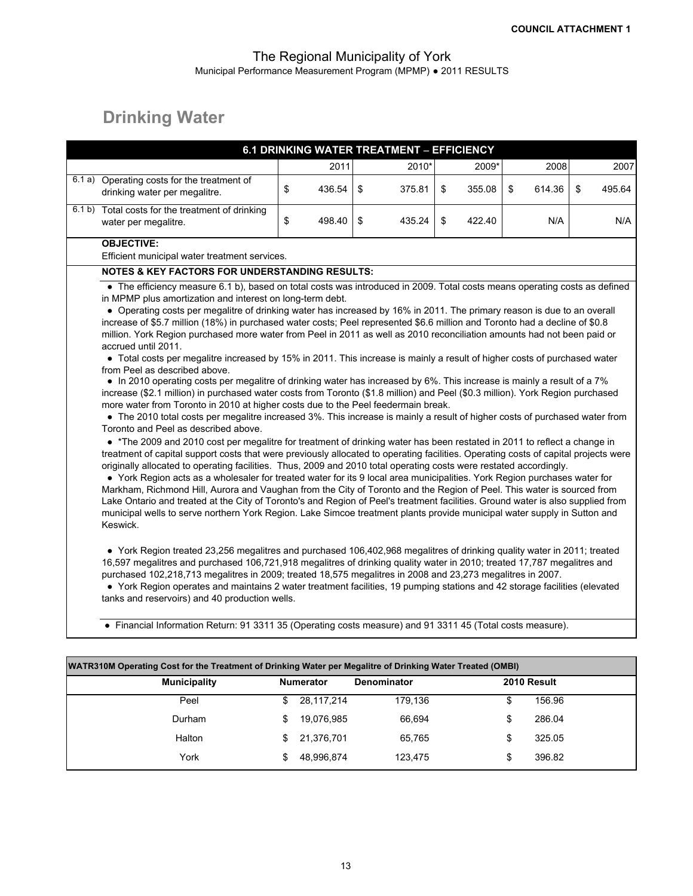**COUNCIL ATTACHMENT 1**

# The Regional Municipality of York

Municipal Performance Measurement Program (MPMP) ● 2011 RESULTS

## Drinking Water

| 6.1 DRINKING WATER TREATMENT – EFFICIENCY | | 2011 | 2010* | 2009* | 2008 | 2007 |
|---|---|---|---|---|---|---|
| 6.1 a) | Operating costs for the treatment of drinking water per megalitre. | $ 436.54 | $ 375.81 | $ 355.08 | $ 614.36 | $ 495.64 |
| 6.1 b) | Total costs for the treatment of drinking water per megalitre. | $ 498.40 | $ 435.24 | $ 422.40 | N/A | N/A |

**OBJECTIVE:**

Efficient municipal water treatment services.

**NOTES & KEY FACTORS FOR UNDERSTANDING RESULTS:**

- The efficiency measure 6.1 b), based on total costs was introduced in 2009. Total costs means operating costs as defined in MPMP plus amortization and interest on long-term debt.
- Operating costs per megalitre of drinking water has increased by 16% in 2011. The primary reason is due to an overall increase of $5.7 million (18%) in purchased water costs; Peel represented $6.6 million and Toronto had a decline of $0.8 million. York Region purchased more water from Peel in 2011 as well as 2010 reconciliation amounts had not been paid or accrued until 2011.
- Total costs per megalitre increased by 15% in 2011. This increase is mainly a result of higher costs of purchased water from Peel as described above.
- In 2010 operating costs per megalitre of drinking water has increased by 6%. This increase is mainly a result of a 7% increase ($2.1 million) in purchased water costs from Toronto ($1.8 million) and Peel ($0.3 million). York Region purchased more water from Toronto in 2010 at higher costs due to the Peel feedermain break.
- The 2010 total costs per megalitre increased 3%. This increase is mainly a result of higher costs of purchased water from Toronto and Peel as described above.
- *The 2009 and 2010 cost per megalitre for treatment of drinking water has been restated in 2011 to reflect a change in treatment of capital support costs that were previously allocated to operating facilities. Operating costs of capital projects were originally allocated to operating facilities. Thus, 2009 and 2010 total operating costs were restated accordingly.
- York Region acts as a wholesaler for treated water for its 9 local area municipalities. York Region purchases water for Markham, Richmond Hill, Aurora and Vaughan from the City of Toronto and the Region of Peel. This water is sourced from Lake Ontario and treated at the City of Toronto's and Region of Peel's treatment facilities. Ground water is also supplied from municipal wells to serve northern York Region. Lake Simcoe treatment plants provide municipal water supply in Sutton and Keswick.

- York Region treated 23,256 megalitres and purchased 106,402,968 megalitres of drinking quality water in 2011; treated 16,597 megalitres and purchased 106,721,918 megalitres of drinking quality water in 2010; treated 17,787 megalitres and purchased 102,218,713 megalitres in 2009; treated 18,575 megalitres in 2008 and 23,273 megalitres in 2007.
- York Region operates and maintains 2 water treatment facilities, 19 pumping stations and 42 storage facilities (elevated tanks and reservoirs) and 40 production wells.

- Financial Information Return: 91 3311 35 (Operating costs measure) and 91 3311 45 (Total costs measure).

**WATR310M Operating Cost for the Treatment of Drinking Water per Megalitre of Drinking Water Treated (OMBI)**

| Municipality | Numerator | Denominator | 2010 Result |
|---|---|---|---|
| Peel | $ 28,117,214 | 179,136 | $ 156.96 |
| Durham | $ 19,076,985 | 66,694 | $ 286.04 |
| Halton | $ 21,376,701 | 65,765 | $ 325.05 |
| York | $ 48,996,874 | 123,475 | $ 396.82 |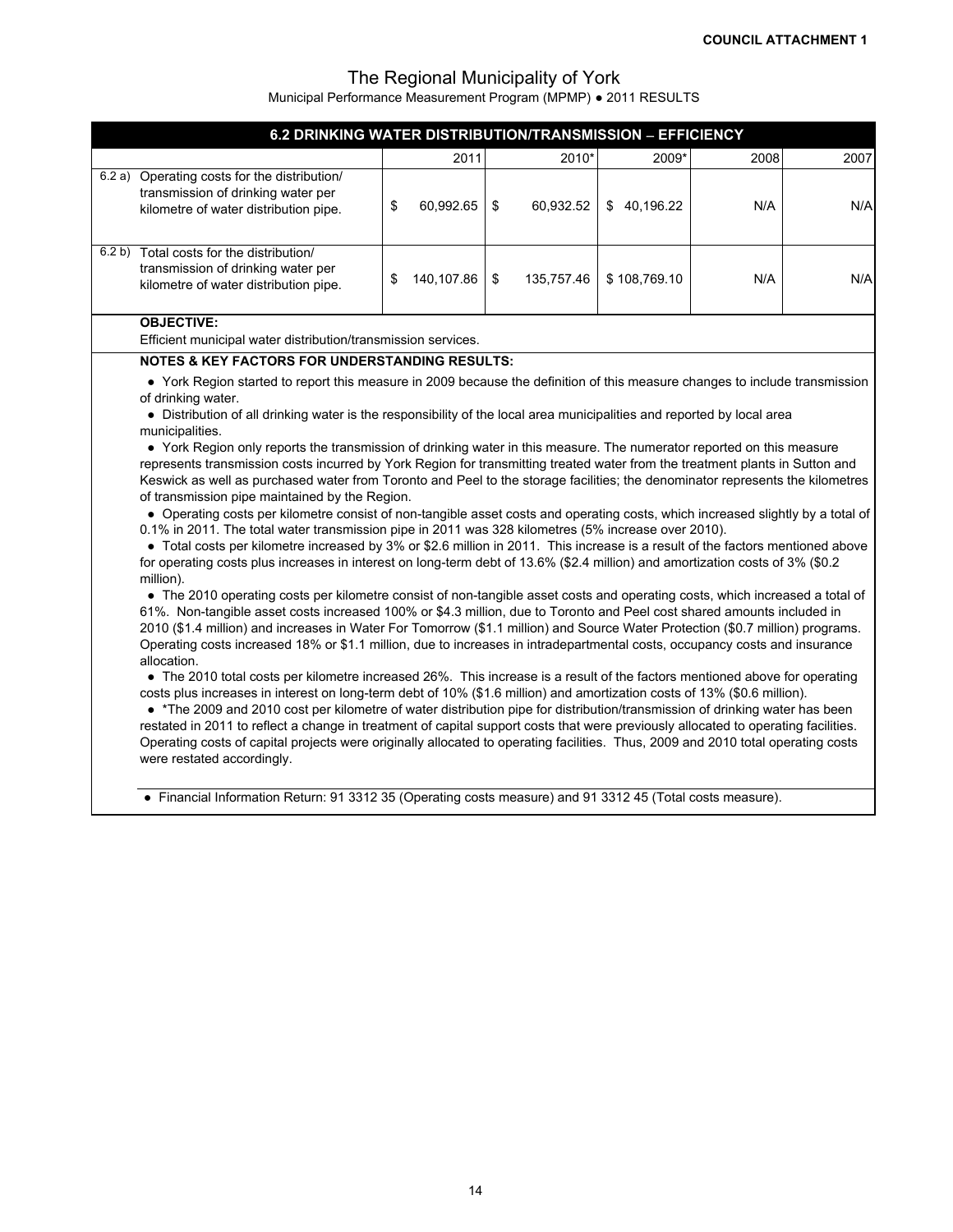**COUNCIL ATTACHMENT 1**

# The Regional Municipality of York

Municipal Performance Measurement Program (MPMP) ● 2011 RESULTS

## 6.2 DRINKING WATER DISTRIBUTION/TRANSMISSION – EFFICIENCY

| | | 2011 | 2010* | 2009* | 2008 | 2007 |
|---|---|---|---|---|---|---|
| 6.2 a) | Operating costs for the distribution/ transmission of drinking water per kilometre of water distribution pipe. | $ 60,992.65 | $ 60,932.52 | $ 40,196.22 | N/A | N/A |
| 6.2 b) | Total costs for the distribution/ transmission of drinking water per kilometre of water distribution pipe. | $ 140,107.86 | $ 135,757.46 | $ 108,769.10 | N/A | N/A |

**OBJECTIVE:**

Efficient municipal water distribution/transmission services.

**NOTES & KEY FACTORS FOR UNDERSTANDING RESULTS:**

- York Region started to report this measure in 2009 because the definition of this measure changes to include transmission of drinking water.
- Distribution of all drinking water is the responsibility of the local area municipalities and reported by local area municipalities.
- York Region only reports the transmission of drinking water in this measure. The numerator reported on this measure represents transmission costs incurred by York Region for transmitting treated water from the treatment plants in Sutton and Keswick as well as purchased water from Toronto and Peel to the storage facilities; the denominator represents the kilometres of transmission pipe maintained by the Region.
- Operating costs per kilometre consist of non-tangible asset costs and operating costs, which increased slightly by a total of 0.1% in 2011. The total water transmission pipe in 2011 was 328 kilometres (5% increase over 2010).
- Total costs per kilometre increased by 3% or $2.6 million in 2011. This increase is a result of the factors mentioned above for operating costs plus increases in interest on long-term debt of 13.6% ($2.4 million) and amortization costs of 3% ($0.2 million).
- The 2010 operating costs per kilometre consist of non-tangible asset costs and operating costs, which increased a total of 61%. Non-tangible asset costs increased 100% or $4.3 million, due to Toronto and Peel cost shared amounts included in 2010 ($1.4 million) and increases in Water For Tomorrow ($1.1 million) and Source Water Protection ($0.7 million) programs. Operating costs increased 18% or $1.1 million, due to increases in intradepartmental costs, occupancy costs and insurance allocation.
- The 2010 total costs per kilometre increased 26%. This increase is a result of the factors mentioned above for operating costs plus increases in interest on long-term debt of 10% ($1.6 million) and amortization costs of 13% ($0.6 million).
- *The 2009 and 2010 cost per kilometre of water distribution pipe for distribution/transmission of drinking water has been restated in 2011 to reflect a change in treatment of capital support costs that were previously allocated to operating facilities. Operating costs of capital projects were originally allocated to operating facilities. Thus, 2009 and 2010 total operating costs were restated accordingly.

- Financial Information Return: 91 3312 35 (Operating costs measure) and 91 3312 45 (Total costs measure).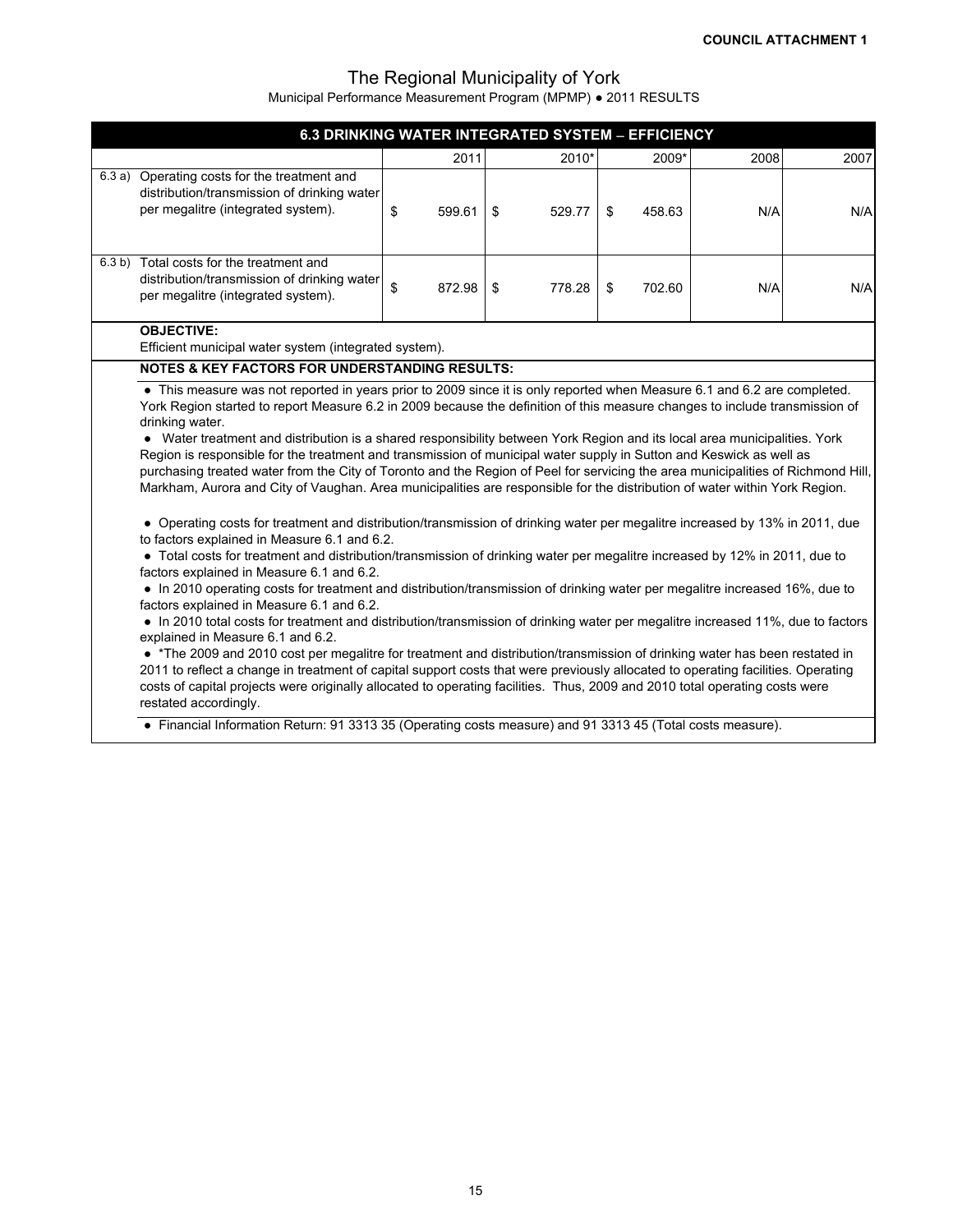**COUNCIL ATTACHMENT 1**

# The Regional Municipality of York

Municipal Performance Measurement Program (MPMP) ● 2011 RESULTS

## 6.3 DRINKING WATER INTEGRATED SYSTEM – EFFICIENCY

| | | 2011 | 2010* | 2009* | 2008 | 2007 |
|---|---|---|---|---|---|---|
| 6.3 a) | Operating costs for the treatment and distribution/transmission of drinking water per megalitre (integrated system). | $ 599.61 | $ 529.77 | $ 458.63 | N/A | N/A |
| 6.3 b) | Total costs for the treatment and distribution/transmission of drinking water per megalitre (integrated system). | $ 872.98 | $ 778.28 | $ 702.60 | N/A | N/A |

**OBJECTIVE:**

Efficient municipal water system (integrated system).

**NOTES & KEY FACTORS FOR UNDERSTANDING RESULTS:**

- This measure was not reported in years prior to 2009 since it is only reported when Measure 6.1 and 6.2 are completed. York Region started to report Measure 6.2 in 2009 because the definition of this measure changes to include transmission of drinking water.
- Water treatment and distribution is a shared responsibility between York Region and its local area municipalities. York Region is responsible for the treatment and transmission of municipal water supply in Sutton and Keswick as well as purchasing treated water from the City of Toronto and the Region of Peel for servicing the area municipalities of Richmond Hill, Markham, Aurora and City of Vaughan. Area municipalities are responsible for the distribution of water within York Region.

- Operating costs for treatment and distribution/transmission of drinking water per megalitre increased by 13% in 2011, due to factors explained in Measure 6.1 and 6.2.
- Total costs for treatment and distribution/transmission of drinking water per megalitre increased by 12% in 2011, due to factors explained in Measure 6.1 and 6.2.
- In 2010 operating costs for treatment and distribution/transmission of drinking water per megalitre increased 16%, due to factors explained in Measure 6.1 and 6.2.
- In 2010 total costs for treatment and distribution/transmission of drinking water per megalitre increased 11%, due to factors explained in Measure 6.1 and 6.2.
- *The 2009 and 2010 cost per megalitre for treatment and distribution/transmission of drinking water has been restated in 2011 to reflect a change in treatment of capital support costs that were previously allocated to operating facilities. Operating costs of capital projects were originally allocated to operating facilities. Thus, 2009 and 2010 total operating costs were restated accordingly.

- Financial Information Return: 91 3313 35 (Operating costs measure) and 91 3313 45 (Total costs measure).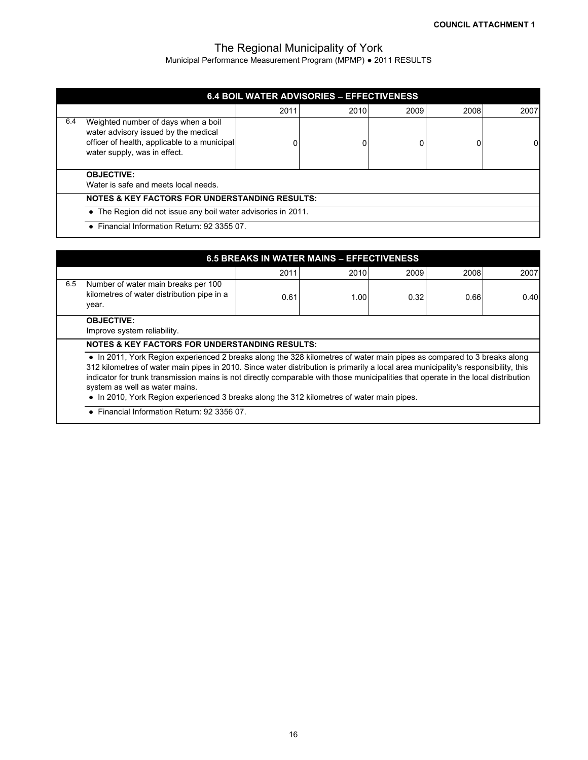**COUNCIL ATTACHMENT 1**

# The Regional Municipality of York

Municipal Performance Measurement Program (MPMP) ● 2011 RESULTS

## 6.4 BOIL WATER ADVISORIES – EFFECTIVENESS

| | | 2011 | 2010 | 2009 | 2008 | 2007 |
|---|---|---|---|---|---|---|
| 6.4 | Weighted number of days when a boil water advisory issued by the medical officer of health, applicable to a municipal water supply, was in effect. | 0 | 0 | 0 | 0 | 0 |

**OBJECTIVE:**
Water is safe and meets local needs.

**NOTES & KEY FACTORS FOR UNDERSTANDING RESULTS:**

- The Region did not issue any boil water advisories in 2011.
- Financial Information Return: 92 3355 07.

## 6.5 BREAKS IN WATER MAINS – EFFECTIVENESS

| | | 2011 | 2010 | 2009 | 2008 | 2007 |
|---|---|---|---|---|---|---|
| 6.5 | Number of water main breaks per 100 kilometres of water distribution pipe in a year. | 0.61 | 1.00 | 0.32 | 0.66 | 0.40 |

**OBJECTIVE:**
Improve system reliability.

**NOTES & KEY FACTORS FOR UNDERSTANDING RESULTS:**

- In 2011, York Region experienced 2 breaks along the 328 kilometres of water main pipes as compared to 3 breaks along 312 kilometres of water main pipes in 2010. Since water distribution is primarily a local area municipality's responsibility, this indicator for trunk transmission mains is not directly comparable with those municipalities that operate in the local distribution system as well as water mains.
- In 2010, York Region experienced 3 breaks along the 312 kilometres of water main pipes.
- Financial Information Return: 92 3356 07.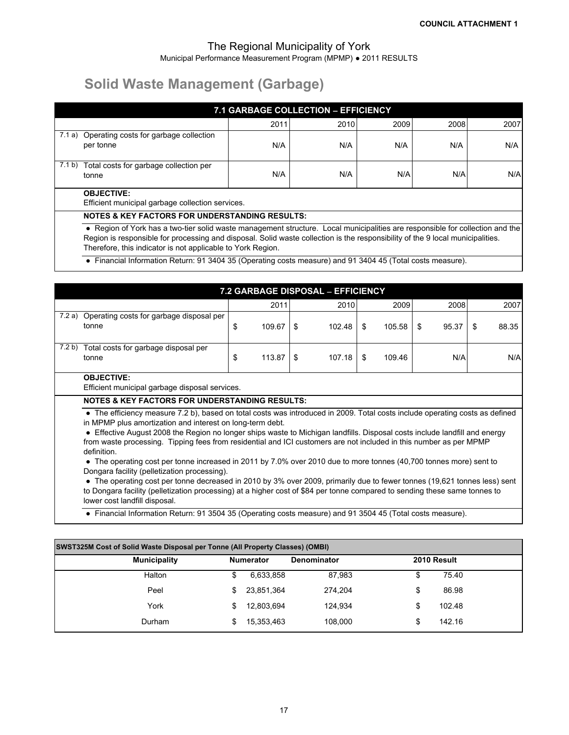**COUNCIL ATTACHMENT 1**

The Regional Municipality of York

Municipal Performance Measurement Program (MPMP) ● 2011 RESULTS

# Solid Waste Management (Garbage)

## 7.1 GARBAGE COLLECTION – EFFICIENCY

| | | 2011 | 2010 | 2009 | 2008 | 2007 |
|---|---|---|---|---|---|---|
| 7.1 a) | Operating costs for garbage collection per tonne | N/A | N/A | N/A | N/A | N/A |
| 7.1 b) | Total costs for garbage collection per tonne | N/A | N/A | N/A | N/A | N/A |

**OBJECTIVE:**
Efficient municipal garbage collection services.

**NOTES & KEY FACTORS FOR UNDERSTANDING RESULTS:**

- Region of York has a two-tier solid waste management structure. Local municipalities are responsible for collection and the Region is responsible for processing and disposal. Solid waste collection is the responsibility of the 9 local municipalities. Therefore, this indicator is not applicable to York Region.
- Financial Information Return: 91 3404 35 (Operating costs measure) and 91 3404 45 (Total costs measure).

## 7.2 GARBAGE DISPOSAL – EFFICIENCY

| | | 2011 | 2010 | 2009 | 2008 | 2007 |
|---|---|---|---|---|---|---|
| 7.2 a) | Operating costs for garbage disposal per tonne | $ 109.67 | $ 102.48 | $ 105.58 | $ 95.37 | $ 88.35 |
| 7.2 b) | Total costs for garbage disposal per tonne | $ 113.87 | $ 107.18 | $ 109.46 | N/A | N/A |

**OBJECTIVE:**
Efficient municipal garbage disposal services.

**NOTES & KEY FACTORS FOR UNDERSTANDING RESULTS:**

- The efficiency measure 7.2 b), based on total costs was introduced in 2009. Total costs include operating costs as defined in MPMP plus amortization and interest on long-term debt.
- Effective August 2008 the Region no longer ships waste to Michigan landfills. Disposal costs include landfill and energy from waste processing. Tipping fees from residential and ICI customers are not included in this number as per MPMP definition.
- The operating cost per tonne increased in 2011 by 7.0% over 2010 due to more tonnes (40,700 tonnes more) sent to Dongara facility (pelletization processing).
- The operating cost per tonne decreased in 2010 by 3% over 2009, primarily due to fewer tonnes (19,621 tonnes less) sent to Dongara facility (pelletization processing) at a higher cost of $84 per tonne compared to sending these same tonnes to lower cost landfill disposal.
- Financial Information Return: 91 3504 35 (Operating costs measure) and 91 3504 45 (Total costs measure).

**SWST325M Cost of Solid Waste Disposal per Tonne (All Property Classes) (OMBI)**

| Municipality | Numerator | Denominator | 2010 Result |
|---|---|---|---|
| Halton | $ 6,633,858 | 87,983 | $ 75.40 |
| Peel | $ 23,851,364 | 274,204 | $ 86.98 |
| York | $ 12,803,694 | 124,934 | $ 102.48 |
| Durham | $ 15,353,463 | 108,000 | $ 142.16 |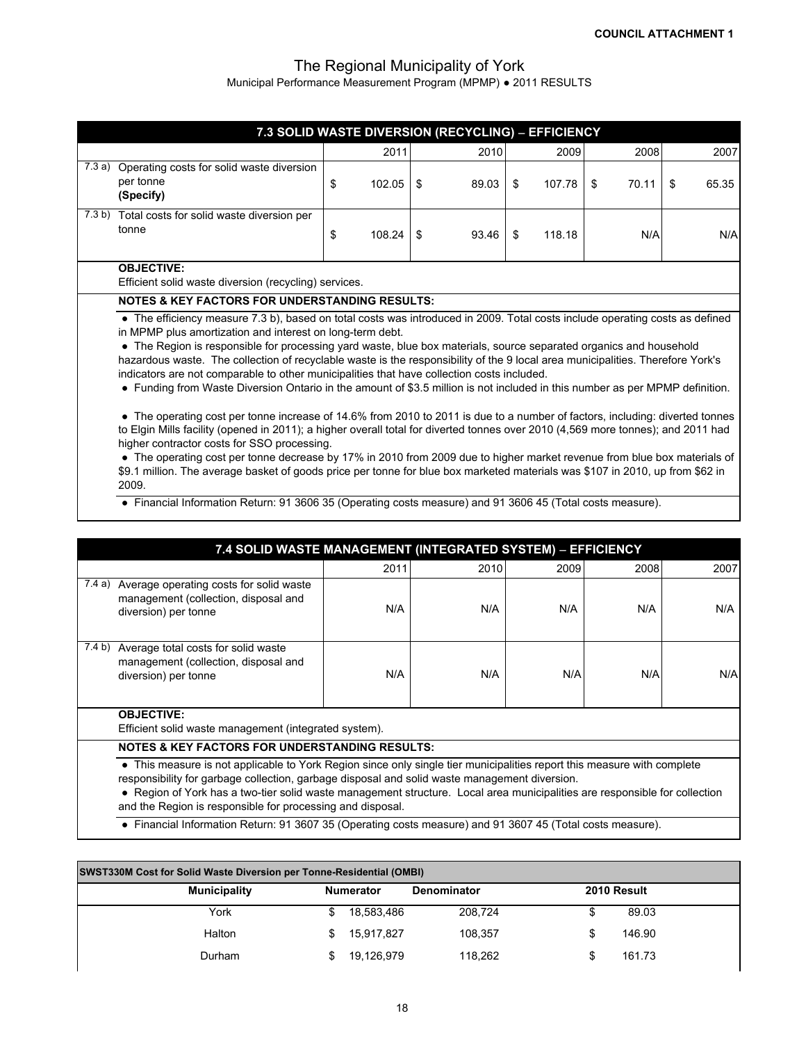**COUNCIL ATTACHMENT 1**

# The Regional Municipality of York

Municipal Performance Measurement Program (MPMP) ● 2011 RESULTS

## 7.3 SOLID WASTE DIVERSION (RECYCLING) – EFFICIENCY

| | | 2011 | 2010 | 2009 | 2008 | 2007 |
|---|---|---|---|---|---|---|
| 7.3 a) | Operating costs for solid waste diversion per tonne **(Specify)** | $ 102.05 | $ 89.03 | $ 107.78 | $ 70.11 | $ 65.35 |
| 7.3 b) | Total costs for solid waste diversion per tonne | $ 108.24 | $ 93.46 | $ 118.18 | N/A | N/A |

**OBJECTIVE:**

Efficient solid waste diversion (recycling) services.

**NOTES & KEY FACTORS FOR UNDERSTANDING RESULTS:**

- The efficiency measure 7.3 b), based on total costs was introduced in 2009. Total costs include operating costs as defined in MPMP plus amortization and interest on long-term debt.
- The Region is responsible for processing yard waste, blue box materials, source separated organics and household hazardous waste. The collection of recyclable waste is the responsibility of the 9 local area municipalities. Therefore York's indicators are not comparable to other municipalities that have collection costs included.
- Funding from Waste Diversion Ontario in the amount of $3.5 million is not included in this number as per MPMP definition.
- The operating cost per tonne increase of 14.6% from 2010 to 2011 is due to a number of factors, including: diverted tonnes to Elgin Mills facility (opened in 2011); a higher overall total for diverted tonnes over 2010 (4,569 more tonnes); and 2011 had higher contractor costs for SSO processing.
- The operating cost per tonne decrease by 17% in 2010 from 2009 due to higher market revenue from blue box materials of $9.1 million. The average basket of goods price per tonne for blue box marketed materials was $107 in 2010, up from $62 in 2009.
- Financial Information Return: 91 3606 35 (Operating costs measure) and 91 3606 45 (Total costs measure).

## 7.4 SOLID WASTE MANAGEMENT (INTEGRATED SYSTEM) – EFFICIENCY

| | | 2011 | 2010 | 2009 | 2008 | 2007 |
|---|---|---|---|---|---|---|
| 7.4 a) | Average operating costs for solid waste management (collection, disposal and diversion) per tonne | N/A | N/A | N/A | N/A | N/A |
| 7.4 b) | Average total costs for solid waste management (collection, disposal and diversion) per tonne | N/A | N/A | N/A | N/A | N/A |

**OBJECTIVE:**

Efficient solid waste management (integrated system).

**NOTES & KEY FACTORS FOR UNDERSTANDING RESULTS:**

- This measure is not applicable to York Region since only single tier municipalities report this measure with complete responsibility for garbage collection, garbage disposal and solid waste management diversion.
- Region of York has a two-tier solid waste management structure. Local area municipalities are responsible for collection and the Region is responsible for processing and disposal.
- Financial Information Return: 91 3607 35 (Operating costs measure) and 91 3607 45 (Total costs measure).

**SWST330M Cost for Solid Waste Diversion per Tonne-Residential (OMBI)**

| Municipality | Numerator | Denominator | 2010 Result |
|---|---|---|---|
| York | $ 18,583,486 | 208,724 | $ 89.03 |
| Halton | $ 15,917,827 | 108,357 | $ 146.90 |
| Durham | $ 19,126,979 | 118,262 | $ 161.73 |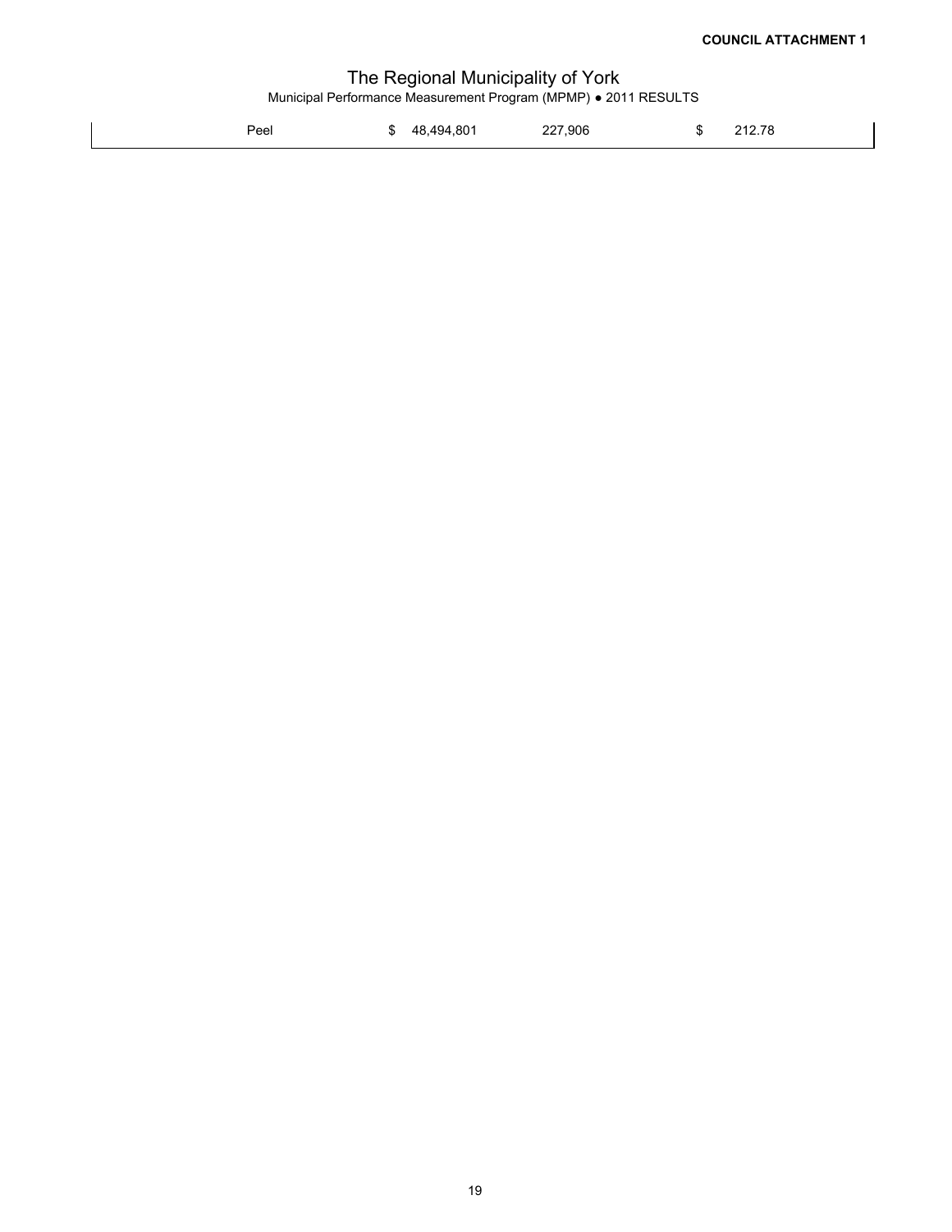| Peel | $ | 48,494,801 | 227,906 | $ | 212.78 |
|---|---|---|---|---|---|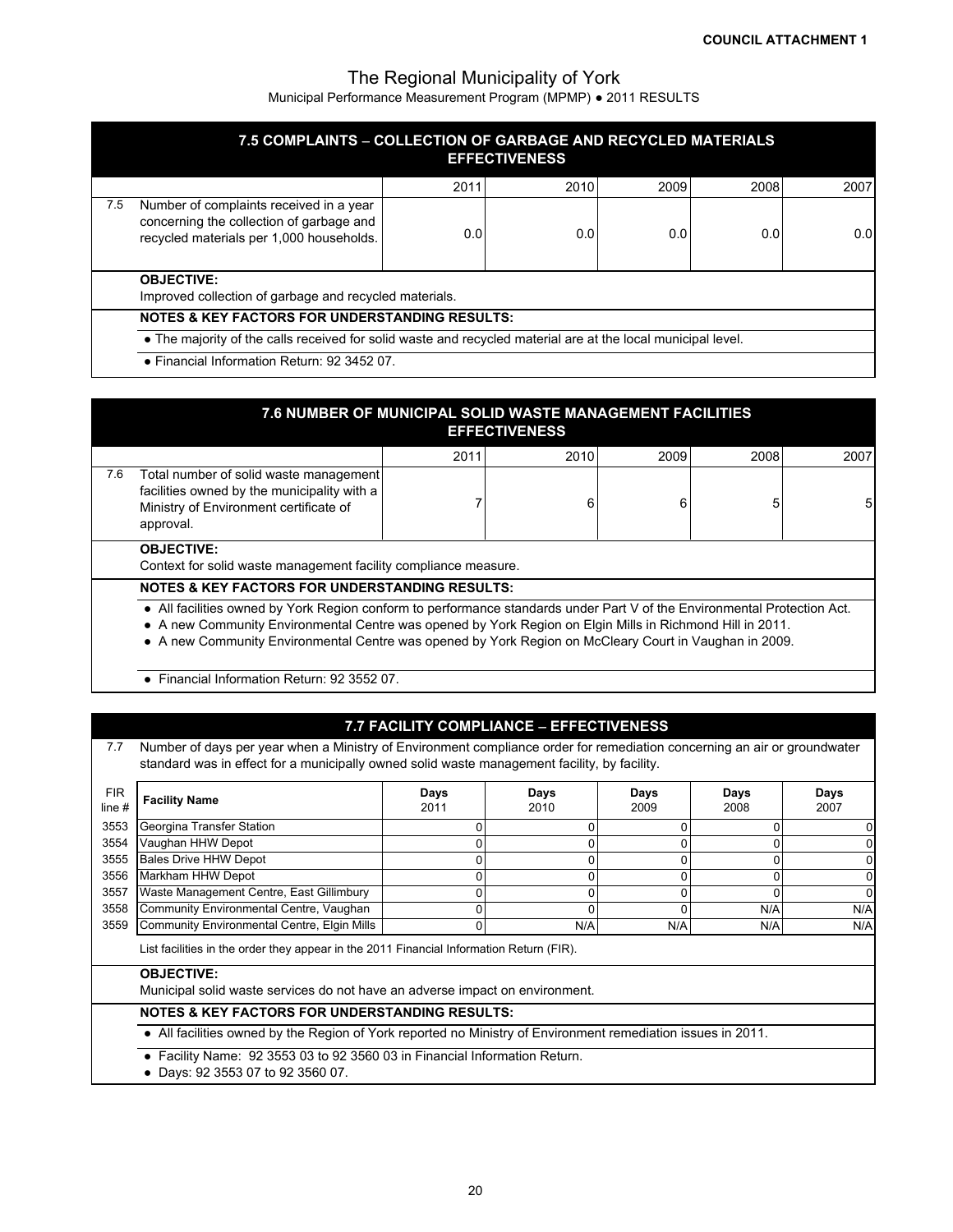**COUNCIL ATTACHMENT 1**

# The Regional Municipality of York

Municipal Performance Measurement Program (MPMP) ● 2011 RESULTS

## 7.5 COMPLAINTS – COLLECTION OF GARBAGE AND RECYCLED MATERIALS EFFECTIVENESS

| | | 2011 | 2010 | 2009 | 2008 | 2007 |
|---|---|---|---|---|---|---|
| 7.5 | Number of complaints received in a year concerning the collection of garbage and recycled materials per 1,000 households. | 0.0 | 0.0 | 0.0 | 0.0 | 0.0 |

**OBJECTIVE:**
Improved collection of garbage and recycled materials.

**NOTES & KEY FACTORS FOR UNDERSTANDING RESULTS:**

- The majority of the calls received for solid waste and recycled material are at the local municipal level.
- Financial Information Return: 92 3452 07.

## 7.6 NUMBER OF MUNICIPAL SOLID WASTE MANAGEMENT FACILITIES EFFECTIVENESS

| | | 2011 | 2010 | 2009 | 2008 | 2007 |
|---|---|---|---|---|---|---|
| 7.6 | Total number of solid waste management facilities owned by the municipality with a Ministry of Environment certificate of approval. | 7 | 6 | 6 | 5 | 5 |

**OBJECTIVE:**
Context for solid waste management facility compliance measure.

**NOTES & KEY FACTORS FOR UNDERSTANDING RESULTS:**

- All facilities owned by York Region conform to performance standards under Part V of the Environmental Protection Act.
- A new Community Environmental Centre was opened by York Region on Elgin Mills in Richmond Hill in 2011.
- A new Community Environmental Centre was opened by York Region on McCleary Court in Vaughan in 2009.
- Financial Information Return: 92 3552 07.

## 7.7 FACILITY COMPLIANCE – EFFECTIVENESS

7.7 Number of days per year when a Ministry of Environment compliance order for remediation concerning an air or groundwater standard was in effect for a municipally owned solid waste management facility, by facility.

| FIR line # | Facility Name | Days 2011 | Days 2010 | Days 2009 | Days 2008 | Days 2007 |
|---|---|---|---|---|---|---|
| 3553 | Georgina Transfer Station | 0 | 0 | 0 | 0 | 0 |
| 3554 | Vaughan HHW Depot | 0 | 0 | 0 | 0 | 0 |
| 3555 | Bales Drive HHW Depot | 0 | 0 | 0 | 0 | 0 |
| 3556 | Markham HHW Depot | 0 | 0 | 0 | 0 | 0 |
| 3557 | Waste Management Centre, East Gillimbury | 0 | 0 | 0 | 0 | 0 |
| 3558 | Community Environmental Centre, Vaughan | 0 | 0 | 0 | N/A | N/A |
| 3559 | Community Environmental Centre, Elgin Mills | 0 | N/A | N/A | N/A | N/A |

List facilities in the order they appear in the 2011 Financial Information Return (FIR).

**OBJECTIVE:**
Municipal solid waste services do not have an adverse impact on environment.

**NOTES & KEY FACTORS FOR UNDERSTANDING RESULTS:**

- All facilities owned by the Region of York reported no Ministry of Environment remediation issues in 2011.
- Facility Name: 92 3553 03 to 92 3560 03 in Financial Information Return.
- Days: 92 3553 07 to 92 3560 07.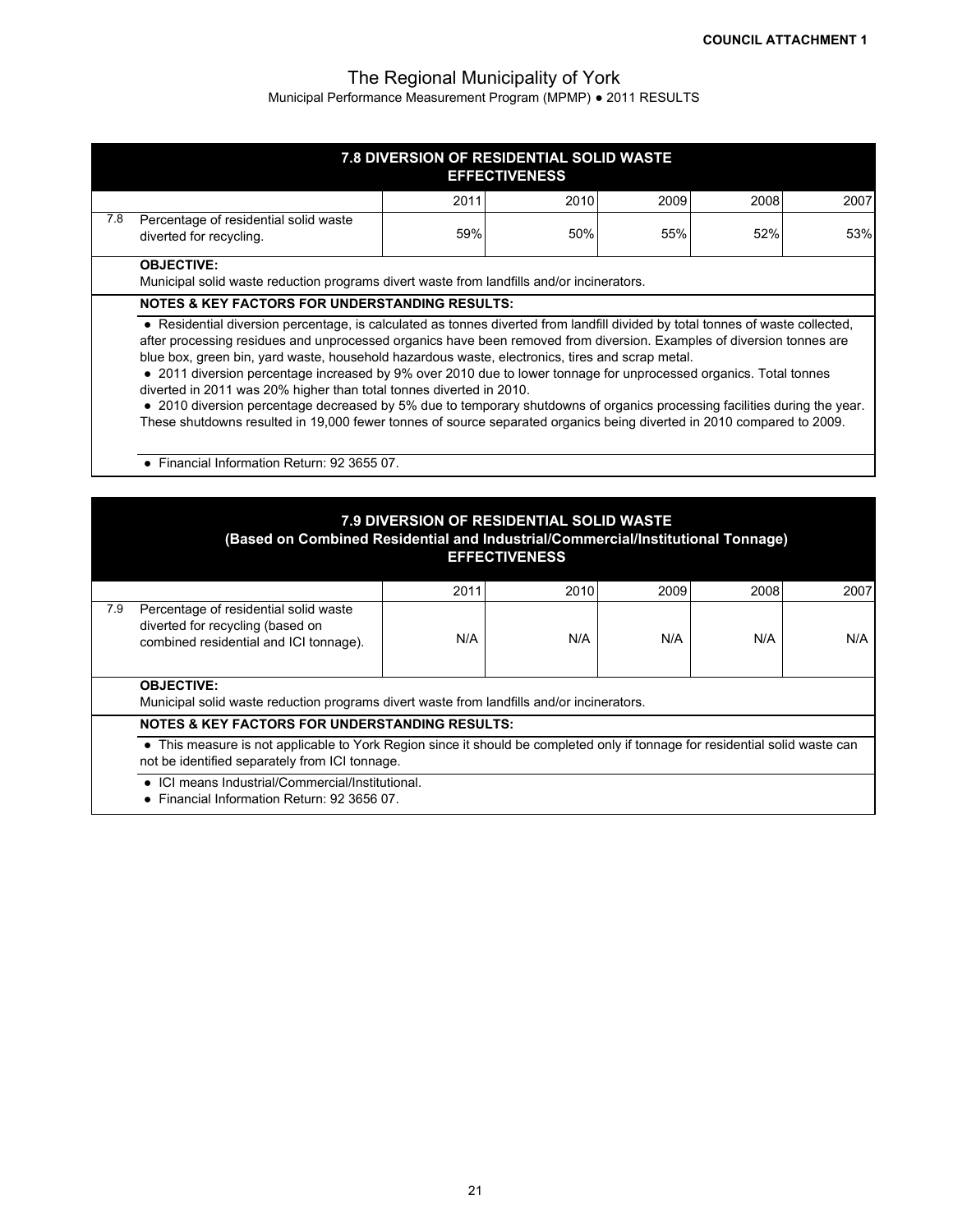**COUNCIL ATTACHMENT 1**

# The Regional Municipality of York

Municipal Performance Measurement Program (MPMP) ● 2011 RESULTS

## 7.8 DIVERSION OF RESIDENTIAL SOLID WASTE
### EFFECTIVENESS

| | | 2011 | 2010 | 2009 | 2008 | 2007 |
|---|---|---|---|---|---|---|
| 7.8 | Percentage of residential solid waste diverted for recycling. | 59% | 50% | 55% | 52% | 53% |

**OBJECTIVE:**

Municipal solid waste reduction programs divert waste from landfills and/or incinerators.

**NOTES & KEY FACTORS FOR UNDERSTANDING RESULTS:**

- Residential diversion percentage, is calculated as tonnes diverted from landfill divided by total tonnes of waste collected, after processing residues and unprocessed organics have been removed from diversion. Examples of diversion tonnes are blue box, green bin, yard waste, household hazardous waste, electronics, tires and scrap metal.
- 2011 diversion percentage increased by 9% over 2010 due to lower tonnage for unprocessed organics. Total tonnes diverted in 2011 was 20% higher than total tonnes diverted in 2010.
- 2010 diversion percentage decreased by 5% due to temporary shutdowns of organics processing facilities during the year. These shutdowns resulted in 19,000 fewer tonnes of source separated organics being diverted in 2010 compared to 2009.

- Financial Information Return: 92 3655 07.

## 7.9 DIVERSION OF RESIDENTIAL SOLID WASTE
### (Based on Combined Residential and Industrial/Commercial/Institutional Tonnage)
### EFFECTIVENESS

| | | 2011 | 2010 | 2009 | 2008 | 2007 |
|---|---|---|---|---|---|---|
| 7.9 | Percentage of residential solid waste diverted for recycling (based on combined residential and ICI tonnage). | N/A | N/A | N/A | N/A | N/A |

**OBJECTIVE:**

Municipal solid waste reduction programs divert waste from landfills and/or incinerators.

**NOTES & KEY FACTORS FOR UNDERSTANDING RESULTS:**

- This measure is not applicable to York Region since it should be completed only if tonnage for residential solid waste can not be identified separately from ICI tonnage.

- ICI means Industrial/Commercial/Institutional.
- Financial Information Return: 92 3656 07.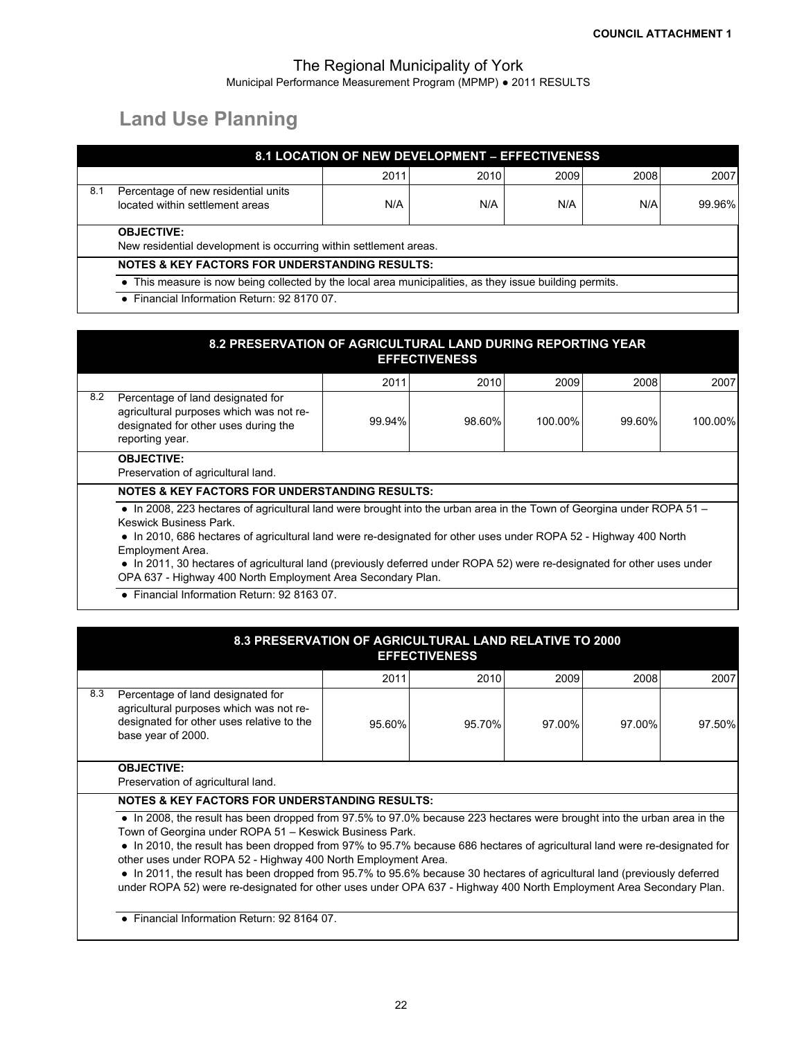COUNCIL ATTACHMENT 1

The Regional Municipality of York

Municipal Performance Measurement Program (MPMP) ● 2011 RESULTS

# Land Use Planning

## 8.1 LOCATION OF NEW DEVELOPMENT – EFFECTIVENESS

| | | 2011 | 2010 | 2009 | 2008 | 2007 |
|---|---|---|---|---|---|---|
| 8.1 | Percentage of new residential units located within settlement areas | N/A | N/A | N/A | N/A | 99.96% |

**OBJECTIVE:**
New residential development is occurring within settlement areas.

**NOTES & KEY FACTORS FOR UNDERSTANDING RESULTS:**

- This measure is now being collected by the local area municipalities, as they issue building permits.
- Financial Information Return: 92 8170 07.

## 8.2 PRESERVATION OF AGRICULTURAL LAND DURING REPORTING YEAR EFFECTIVENESS

| | | 2011 | 2010 | 2009 | 2008 | 2007 |
|---|---|---|---|---|---|---|
| 8.2 | Percentage of land designated for agricultural purposes which was not re-designated for other uses during the reporting year. | 99.94% | 98.60% | 100.00% | 99.60% | 100.00% |

**OBJECTIVE:**
Preservation of agricultural land.

**NOTES & KEY FACTORS FOR UNDERSTANDING RESULTS:**

- In 2008, 223 hectares of agricultural land were brought into the urban area in the Town of Georgina under ROPA 51 – Keswick Business Park.
- In 2010, 686 hectares of agricultural land were re-designated for other uses under ROPA 52 - Highway 400 North Employment Area.
- In 2011, 30 hectares of agricultural land (previously deferred under ROPA 52) were re-designated for other uses under OPA 637 - Highway 400 North Employment Area Secondary Plan.
- Financial Information Return: 92 8163 07.

## 8.3 PRESERVATION OF AGRICULTURAL LAND RELATIVE TO 2000 EFFECTIVENESS

| | | 2011 | 2010 | 2009 | 2008 | 2007 |
|---|---|---|---|---|---|---|
| 8.3 | Percentage of land designated for agricultural purposes which was not re-designated for other uses relative to the base year of 2000. | 95.60% | 95.70% | 97.00% | 97.00% | 97.50% |

**OBJECTIVE:**
Preservation of agricultural land.

**NOTES & KEY FACTORS FOR UNDERSTANDING RESULTS:**

- In 2008, the result has been dropped from 97.5% to 97.0% because 223 hectares were brought into the urban area in the Town of Georgina under ROPA 51 – Keswick Business Park.
- In 2010, the result has been dropped from 97% to 95.7% because 686 hectares of agricultural land were re-designated for other uses under ROPA 52 - Highway 400 North Employment Area.
- In 2011, the result has been dropped from 95.7% to 95.6% because 30 hectares of agricultural land (previously deferred under ROPA 52) were re-designated for other uses under OPA 637 - Highway 400 North Employment Area Secondary Plan.
- Financial Information Return: 92 8164 07.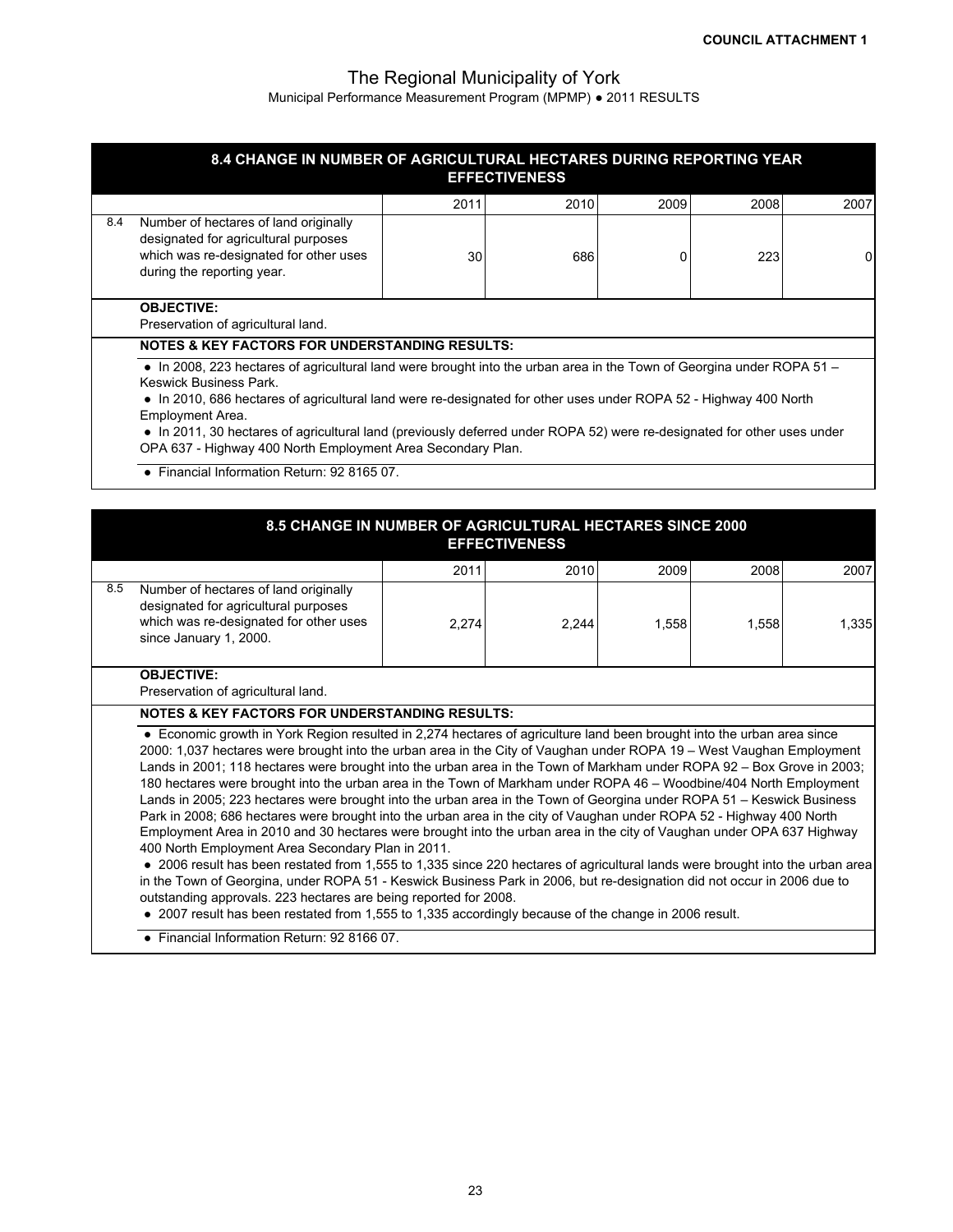**COUNCIL ATTACHMENT 1**

# The Regional Municipality of York

Municipal Performance Measurement Program (MPMP) ● 2011 RESULTS

## 8.4 CHANGE IN NUMBER OF AGRICULTURAL HECTARES DURING REPORTING YEAR
**EFFECTIVENESS**

| | | 2011 | 2010 | 2009 | 2008 | 2007 |
|---|---|---|---|---|---|---|
| 8.4 | Number of hectares of land originally designated for agricultural purposes which was re-designated for other uses during the reporting year. | 30 | 686 | 0 | 223 | 0 |

**OBJECTIVE:**
Preservation of agricultural land.

**NOTES & KEY FACTORS FOR UNDERSTANDING RESULTS:**

- In 2008, 223 hectares of agricultural land were brought into the urban area in the Town of Georgina under ROPA 51 – Keswick Business Park.
- In 2010, 686 hectares of agricultural land were re-designated for other uses under ROPA 52 - Highway 400 North Employment Area.
- In 2011, 30 hectares of agricultural land (previously deferred under ROPA 52) were re-designated for other uses under OPA 637 - Highway 400 North Employment Area Secondary Plan.

- Financial Information Return: 92 8165 07.

## 8.5 CHANGE IN NUMBER OF AGRICULTURAL HECTARES SINCE 2000
**EFFECTIVENESS**

| | | 2011 | 2010 | 2009 | 2008 | 2007 |
|---|---|---|---|---|---|---|
| 8.5 | Number of hectares of land originally designated for agricultural purposes which was re-designated for other uses since January 1, 2000. | 2,274 | 2,244 | 1,558 | 1,558 | 1,335 |

**OBJECTIVE:**
Preservation of agricultural land.

**NOTES & KEY FACTORS FOR UNDERSTANDING RESULTS:**

- Economic growth in York Region resulted in 2,274 hectares of agriculture land been brought into the urban area since 2000: 1,037 hectares were brought into the urban area in the City of Vaughan under ROPA 19 – West Vaughan Employment Lands in 2001; 118 hectares were brought into the urban area in the Town of Markham under ROPA 92 – Box Grove in 2003; 180 hectares were brought into the urban area in the Town of Markham under ROPA 46 – Woodbine/404 North Employment Lands in 2005; 223 hectares were brought into the urban area in the Town of Georgina under ROPA 51 – Keswick Business Park in 2008; 686 hectares were brought into the urban area in the city of Vaughan under ROPA 52 - Highway 400 North Employment Area in 2010 and 30 hectares were brought into the urban area in the city of Vaughan under OPA 637 Highway 400 North Employment Area Secondary Plan in 2011.
- 2006 result has been restated from 1,555 to 1,335 since 220 hectares of agricultural lands were brought into the urban area in the Town of Georgina, under ROPA 51 - Keswick Business Park in 2006, but re-designation did not occur in 2006 due to outstanding approvals. 223 hectares are being reported for 2008.
- 2007 result has been restated from 1,555 to 1,335 accordingly because of the change in 2006 result.

- Financial Information Return: 92 8166 07.